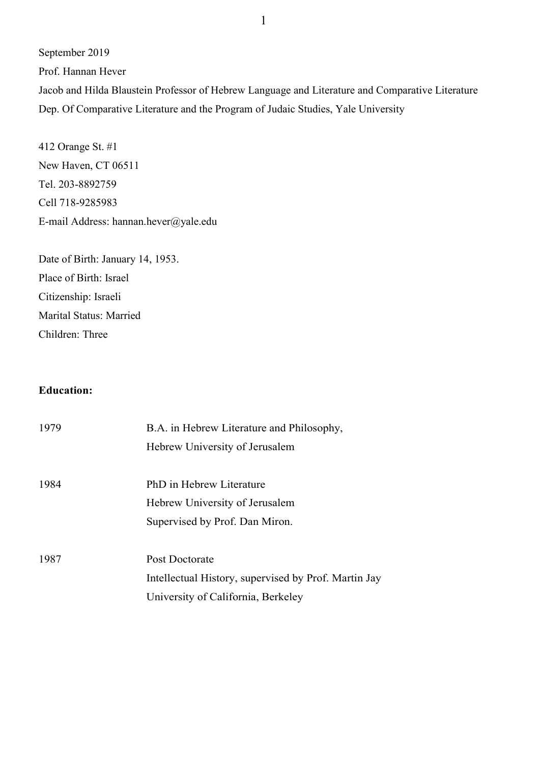September 2019

Prof. Hannan Hever

Jacob and Hilda Blaustein Professor of Hebrew Language and Literature and Comparative Literature

Dep. Of Comparative Literature and the Program of Judaic Studies, Yale University

412 Orange St. #1

New Haven, CT 06511

Tel. 203-8892759

Cell 718-9285983

E-mail Address: hannan.hever@yale.edu

Date of Birth: January 14, 1953.

Place of Birth: Israel

Citizenship: Israeli

Marital Status: Married

Children: Three

**Education:**

| | |
|---|---|
| 1979 | B.A. in Hebrew Literature and Philosophy,<br>Hebrew University of Jerusalem |
| 1984 | PhD in Hebrew Literature<br>Hebrew University of Jerusalem<br>Supervised by Prof. Dan Miron. |
| 1987 | Post Doctorate<br>Intellectual History, supervised by Prof. Martin Jay<br>University of California, Berkeley |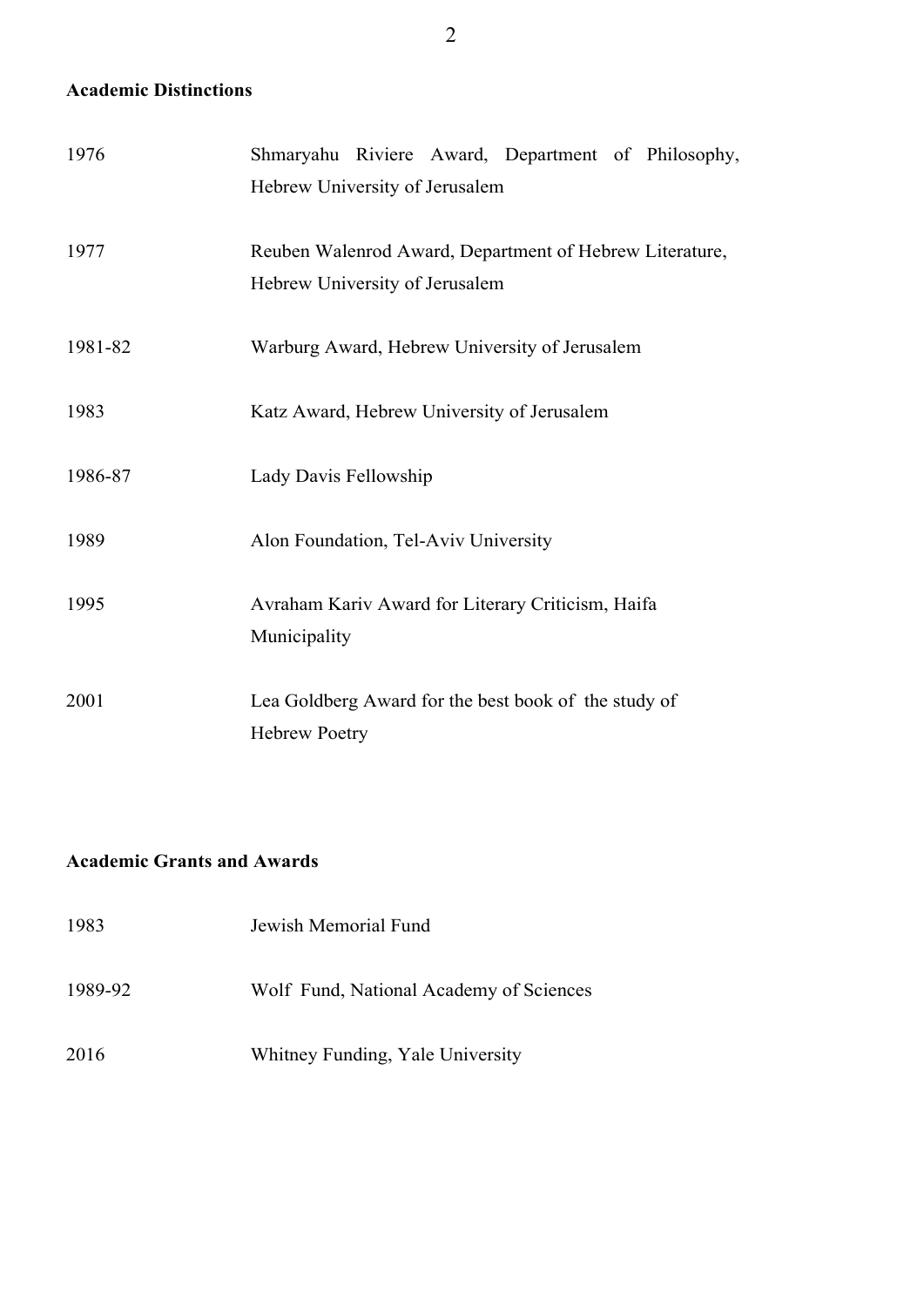**Academic Distinctions**

| | |
|---|---|
| 1976 | Shmaryahu Riviere Award, Department of Philosophy, Hebrew University of Jerusalem |
| 1977 | Reuben Walenrod Award, Department of Hebrew Literature, Hebrew University of Jerusalem |
| 1981-82 | Warburg Award, Hebrew University of Jerusalem |
| 1983 | Katz Award, Hebrew University of Jerusalem |
| 1986-87 | Lady Davis Fellowship |
| 1989 | Alon Foundation, Tel-Aviv University |
| 1995 | Avraham Kariv Award for Literary Criticism, Haifa Municipality |
| 2001 | Lea Goldberg Award for the best book of the study of Hebrew Poetry |

**Academic Grants and Awards**

| | |
|---|---|
| 1983 | Jewish Memorial Fund |
| 1989-92 | Wolf Fund, National Academy of Sciences |
| 2016 | Whitney Funding, Yale University |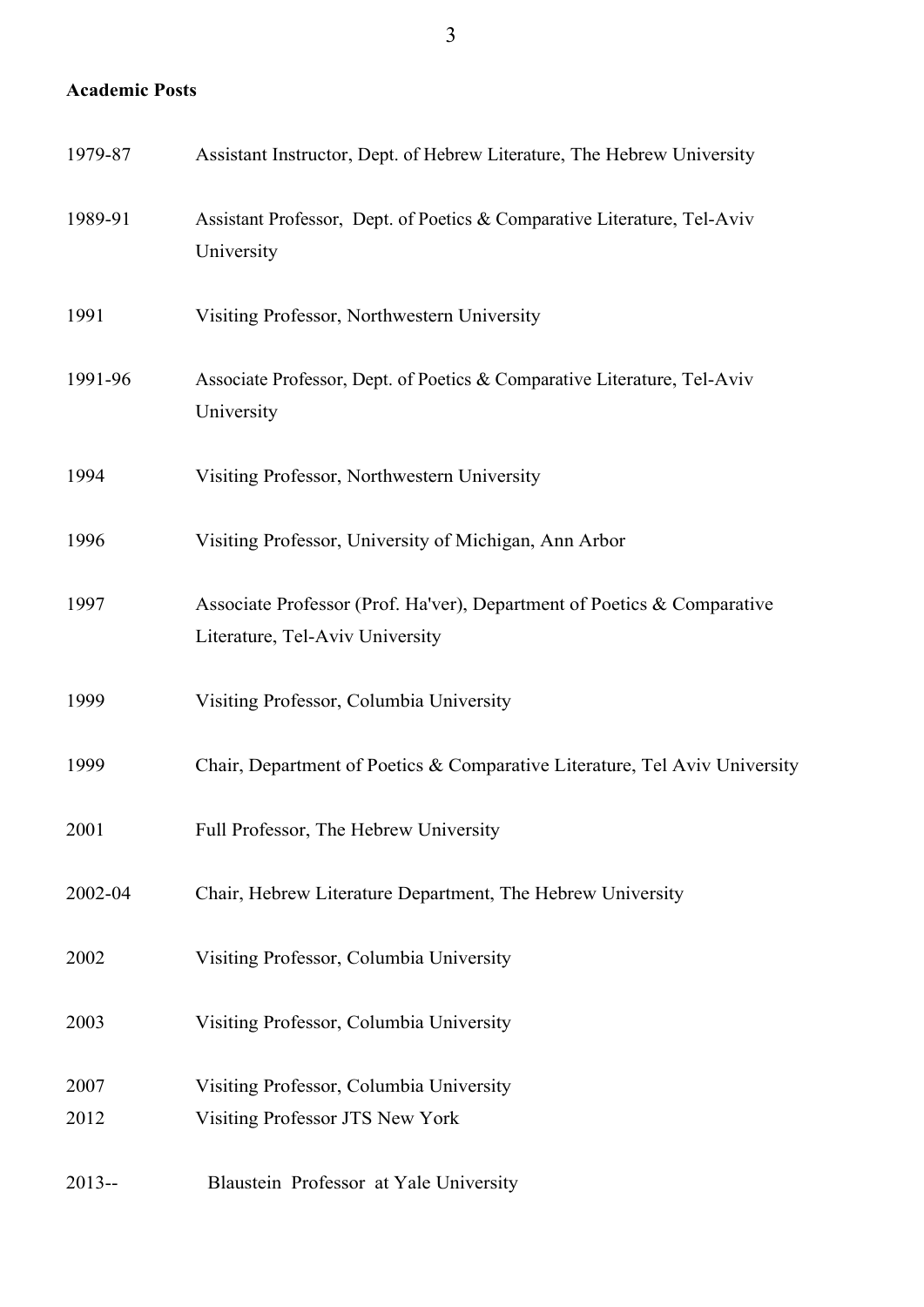**Academic Posts**

| | |
|---|---|
| 1979-87 | Assistant Instructor, Dept. of Hebrew Literature, The Hebrew University |
| 1989-91 | Assistant Professor, Dept. of Poetics & Comparative Literature, Tel-Aviv University |
| 1991 | Visiting Professor, Northwestern University |
| 1991-96 | Associate Professor, Dept. of Poetics & Comparative Literature, Tel-Aviv University |
| 1994 | Visiting Professor, Northwestern University |
| 1996 | Visiting Professor, University of Michigan, Ann Arbor |
| 1997 | Associate Professor (Prof. Ha'ver), Department of Poetics & Comparative Literature, Tel-Aviv University |
| 1999 | Visiting Professor, Columbia University |
| 1999 | Chair, Department of Poetics & Comparative Literature, Tel Aviv University |
| 2001 | Full Professor, The Hebrew University |
| 2002-04 | Chair, Hebrew Literature Department, The Hebrew University |
| 2002 | Visiting Professor, Columbia University |
| 2003 | Visiting Professor, Columbia University |
| 2007 | Visiting Professor, Columbia University |
| 2012 | Visiting Professor JTS New York |
| 2013-- | Blaustein Professor at Yale University |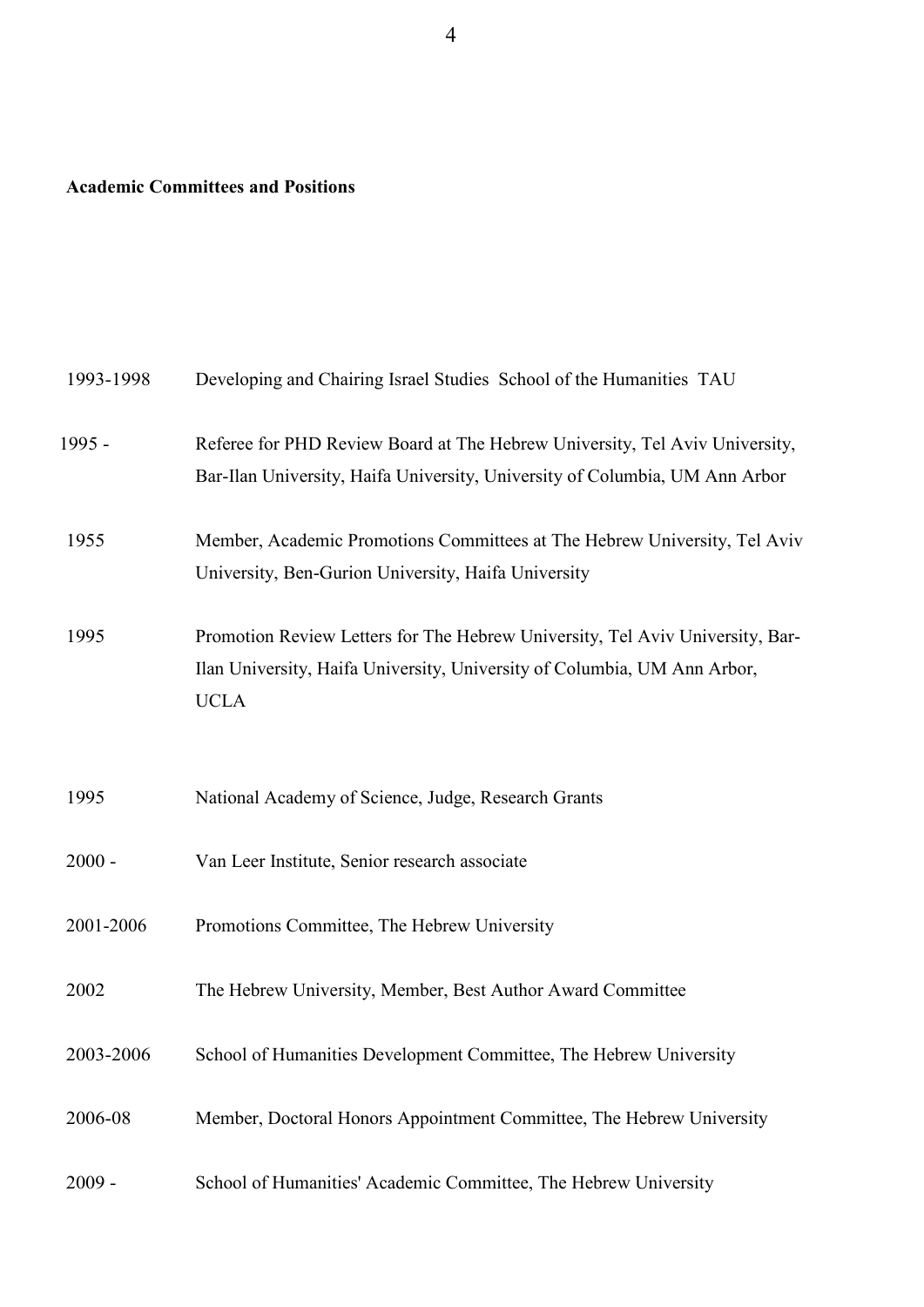**Academic Committees and Positions**

| | |
|---|---|
| 1993-1998 | Developing and Chairing Israel Studies School of the Humanities TAU |
| 1995 - | Referee for PHD Review Board at The Hebrew University, Tel Aviv University, Bar-Ilan University, Haifa University, University of Columbia, UM Ann Arbor |
| 1955 | Member, Academic Promotions Committees at The Hebrew University, Tel Aviv University, Ben-Gurion University, Haifa University |
| 1995 | Promotion Review Letters for The Hebrew University, Tel Aviv University, Bar-Ilan University, Haifa University, University of Columbia, UM Ann Arbor, UCLA |
| 1995 | National Academy of Science, Judge, Research Grants |
| 2000 - | Van Leer Institute, Senior research associate |
| 2001-2006 | Promotions Committee, The Hebrew University |
| 2002 | The Hebrew University, Member, Best Author Award Committee |
| 2003-2006 | School of Humanities Development Committee, The Hebrew University |
| 2006-08 | Member, Doctoral Honors Appointment Committee, The Hebrew University |
| 2009 - | School of Humanities' Academic Committee, The Hebrew University |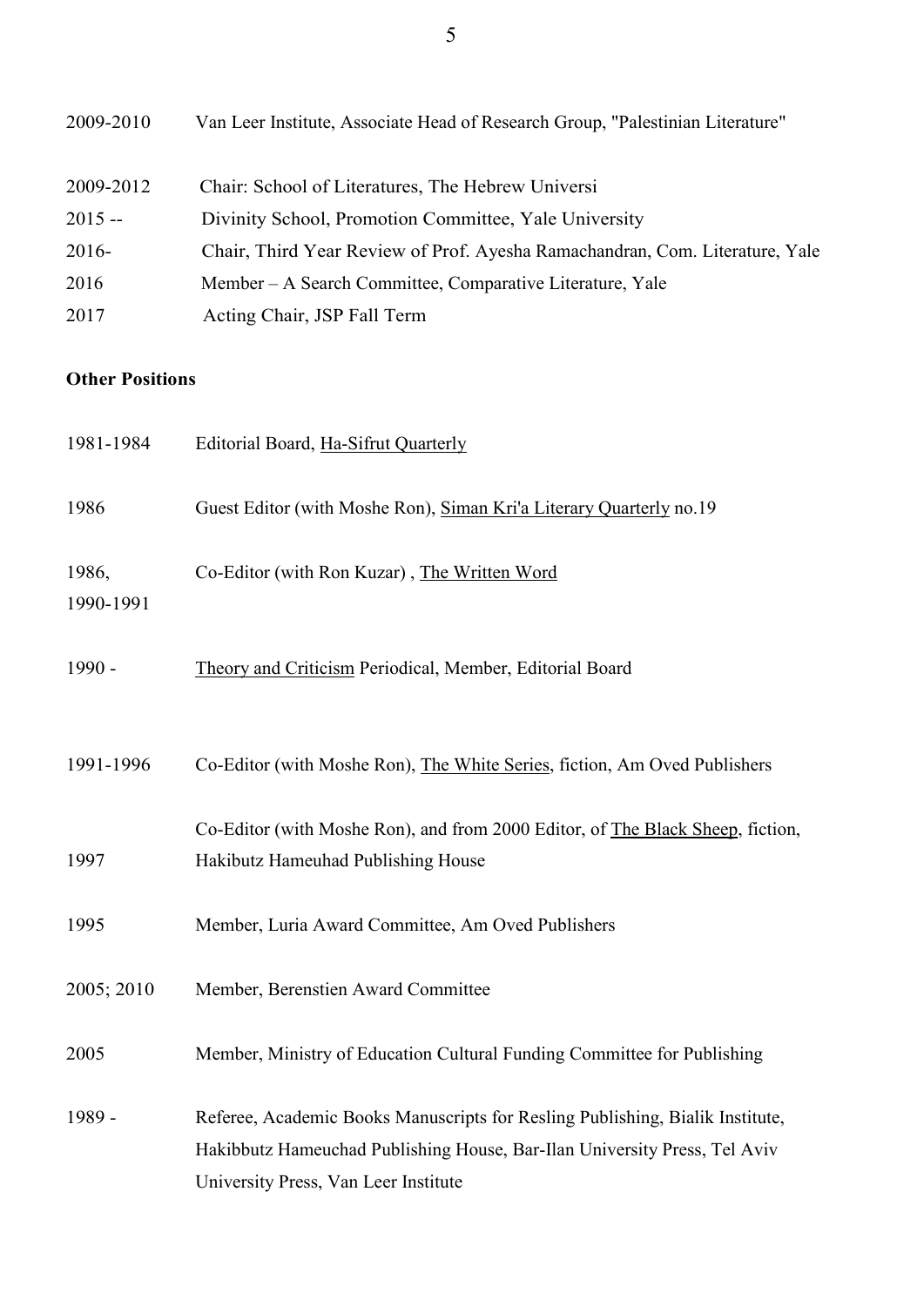2009-2010 Van Leer Institute, Associate Head of Research Group, "Palestinian Literature"

2009-2012 Chair: School of Literatures, The Hebrew Universi

2015 -- Divinity School, Promotion Committee, Yale University

2016- Chair, Third Year Review of Prof. Ayesha Ramachandran, Com. Literature, Yale

2016 Member – A Search Committee, Comparative Literature, Yale

2017 Acting Chair, JSP Fall Term

**Other Positions**

1981-1984 Editorial Board, Ha-Sifrut Quarterly

1986 Guest Editor (with Moshe Ron), Siman Kri'a Literary Quarterly no.19

1986, 1990-1991 Co-Editor (with Ron Kuzar) , The Written Word

1990 - Theory and Criticism Periodical, Member, Editorial Board

1991-1996 Co-Editor (with Moshe Ron), The White Series, fiction, Am Oved Publishers

1997 Co-Editor (with Moshe Ron), and from 2000 Editor, of The Black Sheep, fiction, Hakibutz Hameuhad Publishing House

1995 Member, Luria Award Committee, Am Oved Publishers

2005; 2010 Member, Berenstien Award Committee

2005 Member, Ministry of Education Cultural Funding Committee for Publishing

1989 - Referee, Academic Books Manuscripts for Resling Publishing, Bialik Institute, Hakibbutz Hameuchad Publishing House, Bar-Ilan University Press, Tel Aviv University Press, Van Leer Institute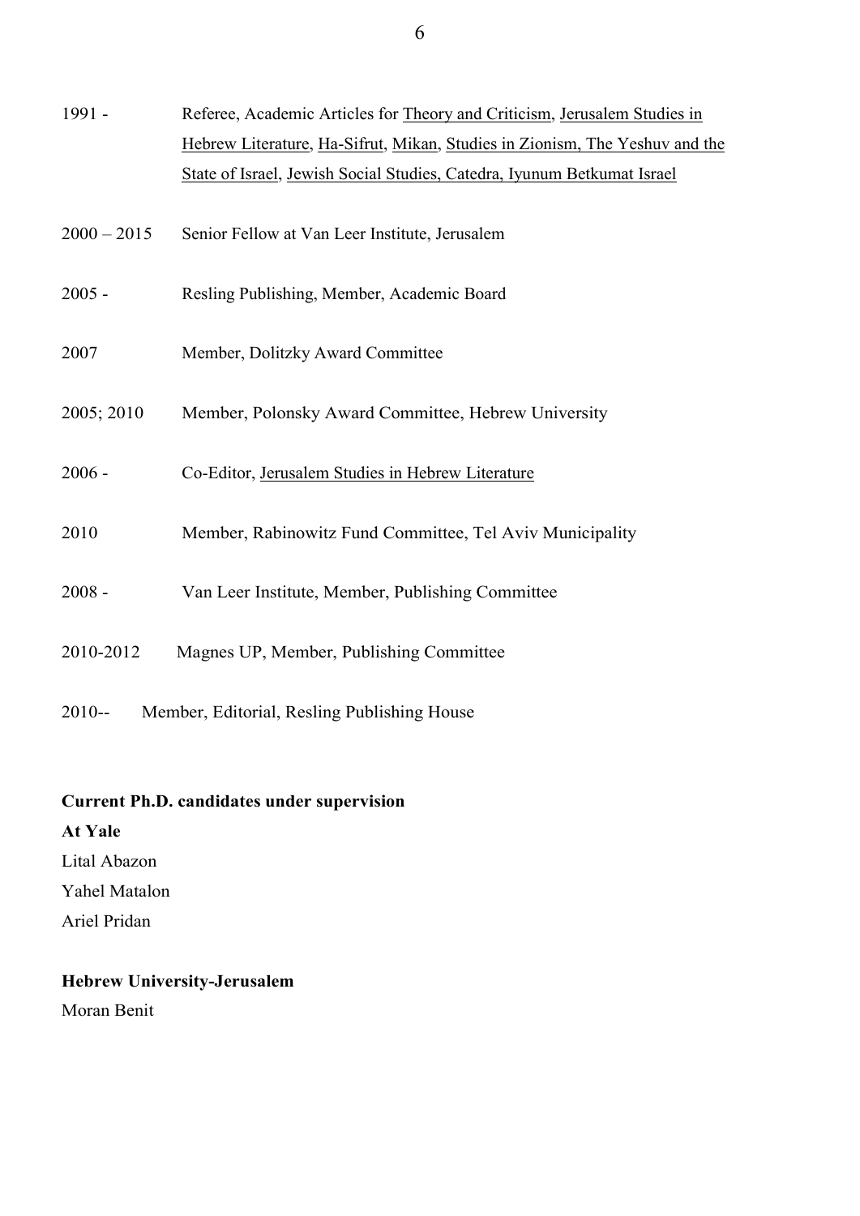1991 - Referee, Academic Articles for Theory and Criticism, Jerusalem Studies in Hebrew Literature, Ha-Sifrut, Mikan, Studies in Zionism, The Yeshuv and the State of Israel, Jewish Social Studies, Catedra, Iyunum Betkumat Israel

2000 – 2015 Senior Fellow at Van Leer Institute, Jerusalem

2005 - Resling Publishing, Member, Academic Board

2007 Member, Dolitzky Award Committee

2005; 2010 Member, Polonsky Award Committee, Hebrew University

2006 - Co-Editor, Jerusalem Studies in Hebrew Literature

2010 Member, Rabinowitz Fund Committee, Tel Aviv Municipality

2008 - Van Leer Institute, Member, Publishing Committee

2010-2012 Magnes UP, Member, Publishing Committee

2010-- Member, Editorial, Resling Publishing House

**Current Ph.D. candidates under supervision**

**At Yale**

Lital Abazon

Yahel Matalon

Ariel Pridan

**Hebrew University-Jerusalem**

Moran Benit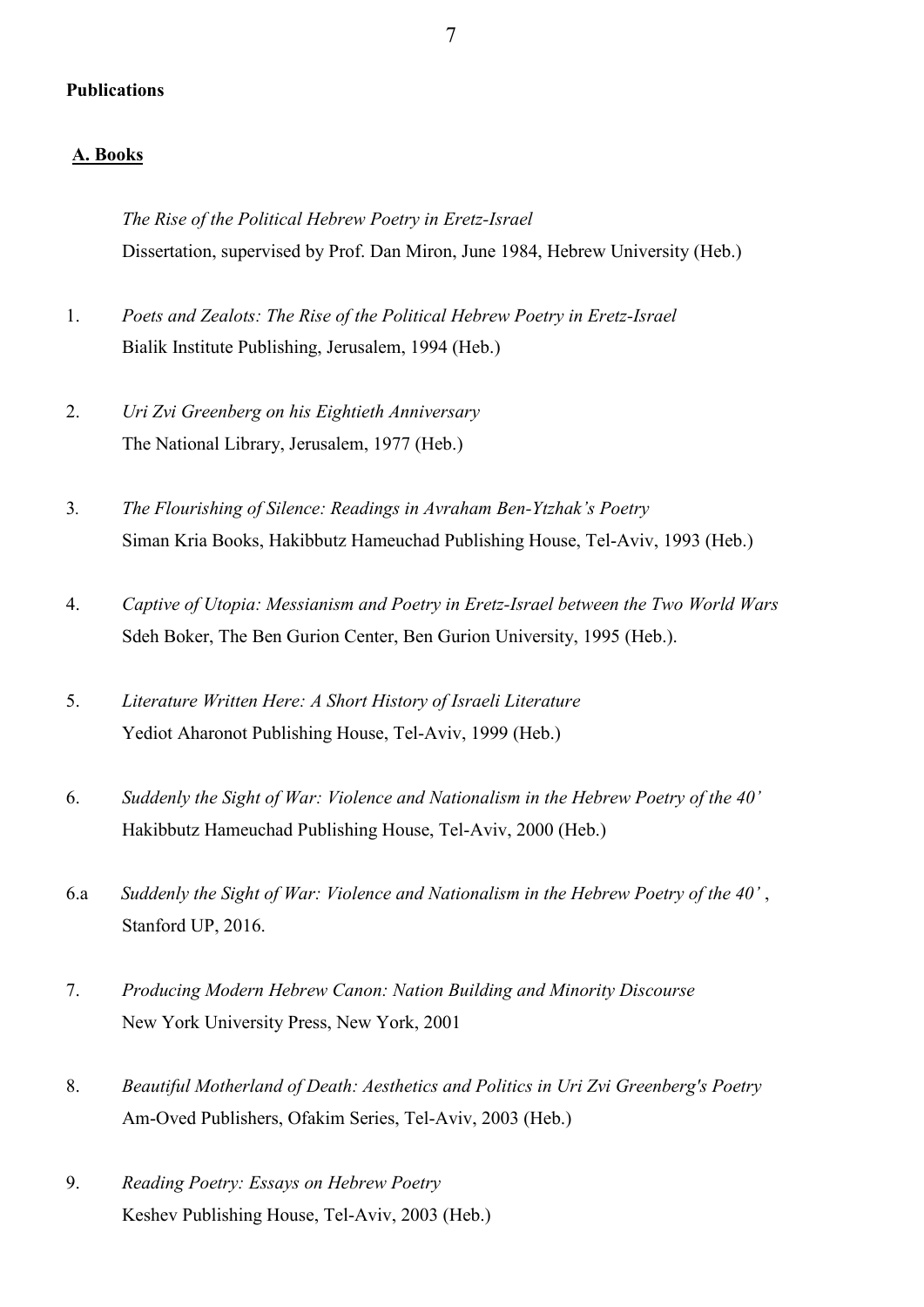**Publications**

**A. Books**

*The Rise of the Political Hebrew Poetry in Eretz-Israel*
Dissertation, supervised by Prof. Dan Miron, June 1984, Hebrew University (Heb.)

1. *Poets and Zealots: The Rise of the Political Hebrew Poetry in Eretz-Israel*
   Bialik Institute Publishing, Jerusalem, 1994 (Heb.)

2. *Uri Zvi Greenberg on his Eightieth Anniversary*
   The National Library, Jerusalem, 1977 (Heb.)

3. *The Flourishing of Silence: Readings in Avraham Ben-Ytzhak's Poetry*
   Siman Kria Books, Hakibbutz Hameuchad Publishing House, Tel-Aviv, 1993 (Heb.)

4. *Captive of Utopia: Messianism and Poetry in Eretz-Israel between the Two World Wars*
   Sdeh Boker, The Ben Gurion Center, Ben Gurion University, 1995 (Heb.).

5. *Literature Written Here: A Short History of Israeli Literature*
   Yediot Aharonot Publishing House, Tel-Aviv, 1999 (Heb.)

6. *Suddenly the Sight of War: Violence and Nationalism in the Hebrew Poetry of the 40'*
   Hakibbutz Hameuchad Publishing House, Tel-Aviv, 2000 (Heb.)

6.a *Suddenly the Sight of War: Violence and Nationalism in the Hebrew Poetry of the 40'* ,
   Stanford UP, 2016.

7. *Producing Modern Hebrew Canon: Nation Building and Minority Discourse*
   New York University Press, New York, 2001

8. *Beautiful Motherland of Death: Aesthetics and Politics in Uri Zvi Greenberg's Poetry*
   Am-Oved Publishers, Ofakim Series, Tel-Aviv, 2003 (Heb.)

9. *Reading Poetry: Essays on Hebrew Poetry*
   Keshev Publishing House, Tel-Aviv, 2003 (Heb.)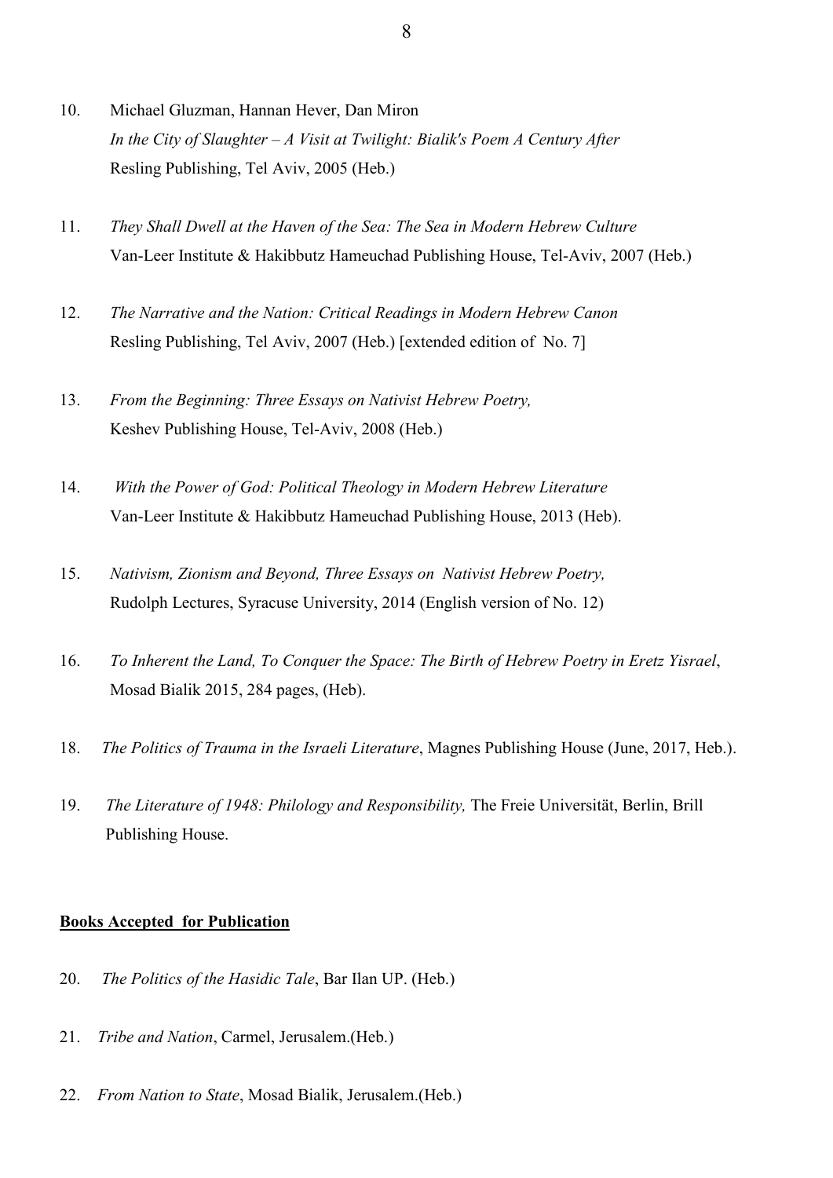10. Michael Gluzman, Hannan Hever, Dan Miron
    *In the City of Slaughter – A Visit at Twilight: Bialik's Poem A Century After*
    Resling Publishing, Tel Aviv, 2005 (Heb.)

11. *They Shall Dwell at the Haven of the Sea: The Sea in Modern Hebrew Culture*
    Van-Leer Institute & Hakibbutz Hameuchad Publishing House, Tel-Aviv, 2007 (Heb.)

12. *The Narrative and the Nation: Critical Readings in Modern Hebrew Canon*
    Resling Publishing, Tel Aviv, 2007 (Heb.) [extended edition of No. 7]

13. *From the Beginning: Three Essays on Nativist Hebrew Poetry,*
    Keshev Publishing House, Tel-Aviv, 2008 (Heb.)

14. *With the Power of God: Political Theology in Modern Hebrew Literature*
    Van-Leer Institute & Hakibbutz Hameuchad Publishing House, 2013 (Heb).

15. *Nativism, Zionism and Beyond, Three Essays on Nativist Hebrew Poetry,*
    Rudolph Lectures, Syracuse University, 2014 (English version of No. 12)

16. *To Inherent the Land, To Conquer the Space: The Birth of Hebrew Poetry in Eretz Yisrael*,
    Mosad Bialik 2015, 284 pages, (Heb).

18. *The Politics of Trauma in the Israeli Literature*, Magnes Publishing House (June, 2017, Heb.).

19. *The Literature of 1948: Philology and Responsibility,* The Freie Universität, Berlin, Brill
    Publishing House.

**<u>Books Accepted for Publication</u>**

20. *The Politics of the Hasidic Tale*, Bar Ilan UP. (Heb.)

21. *Tribe and Nation*, Carmel, Jerusalem.(Heb.)

22. *From Nation to State*, Mosad Bialik, Jerusalem.(Heb.)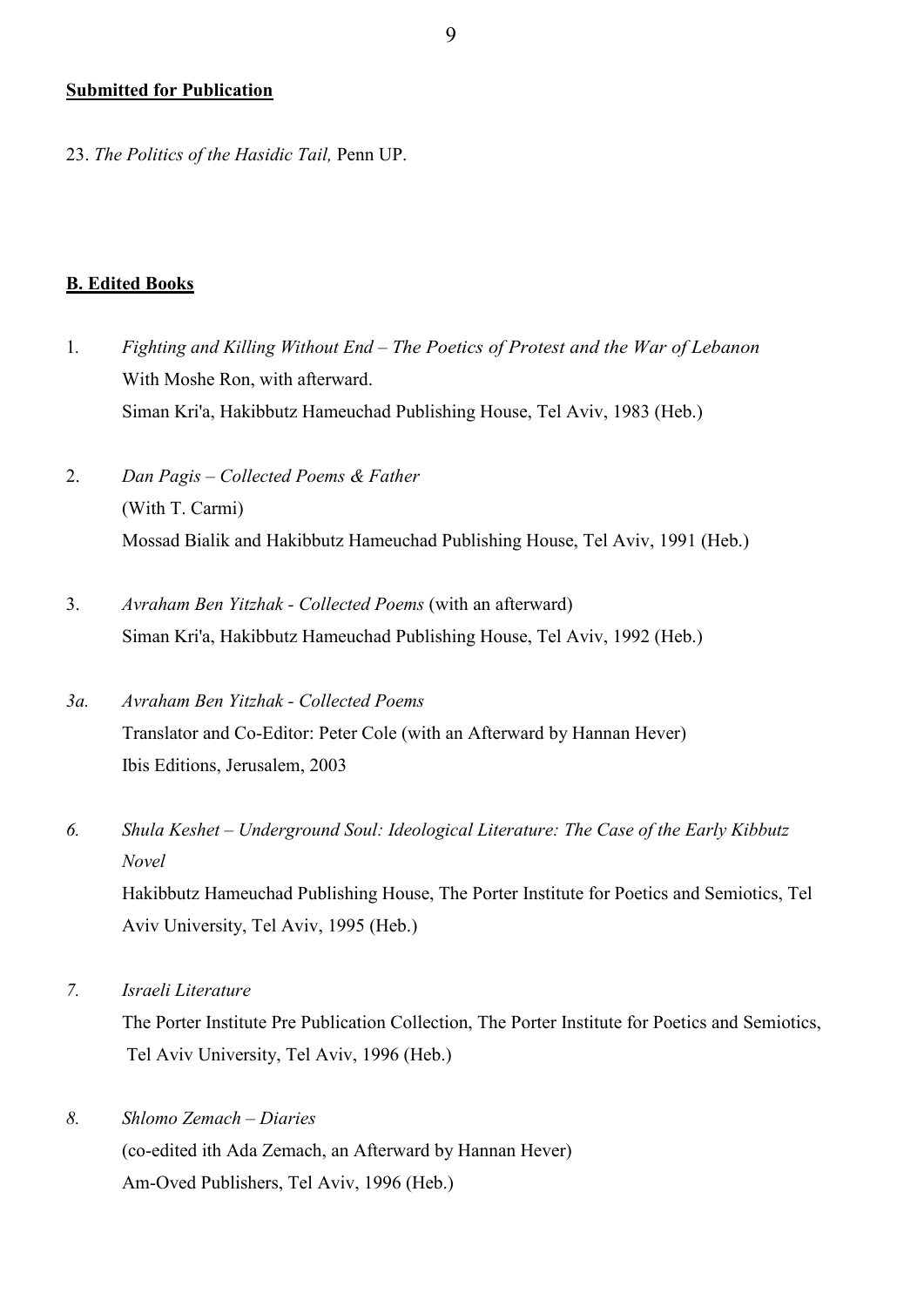**Submitted for Publication**

23. *The Politics of the Hasidic Tail,* Penn UP.

**B. Edited Books**

1. *Fighting and Killing Without End – The Poetics of Protest and the War of Lebanon*
   With Moshe Ron, with afterward.
   Siman Kri'a, Hakibbutz Hameuchad Publishing House, Tel Aviv, 1983 (Heb.)

2. *Dan Pagis – Collected Poems & Father*
   (With T. Carmi)
   Mossad Bialik and Hakibbutz Hameuchad Publishing House, Tel Aviv, 1991 (Heb.)

3. *Avraham Ben Yitzhak - Collected Poems* (with an afterward)
   Siman Kri'a, Hakibbutz Hameuchad Publishing House, Tel Aviv, 1992 (Heb.)

*3a.* *Avraham Ben Yitzhak - Collected Poems*
   Translator and Co-Editor: Peter Cole (with an Afterward by Hannan Hever)
   Ibis Editions, Jerusalem, 2003

*6.* *Shula Keshet – Underground Soul: Ideological Literature: The Case of the Early Kibbutz Novel*
   Hakibbutz Hameuchad Publishing House, The Porter Institute for Poetics and Semiotics, Tel Aviv University, Tel Aviv, 1995 (Heb.)

*7.* *Israeli Literature*
   The Porter Institute Pre Publication Collection, The Porter Institute for Poetics and Semiotics, Tel Aviv University, Tel Aviv, 1996 (Heb.)

*8.* *Shlomo Zemach – Diaries*
   (co-edited ith Ada Zemach, an Afterward by Hannan Hever)
   Am-Oved Publishers, Tel Aviv, 1996 (Heb.)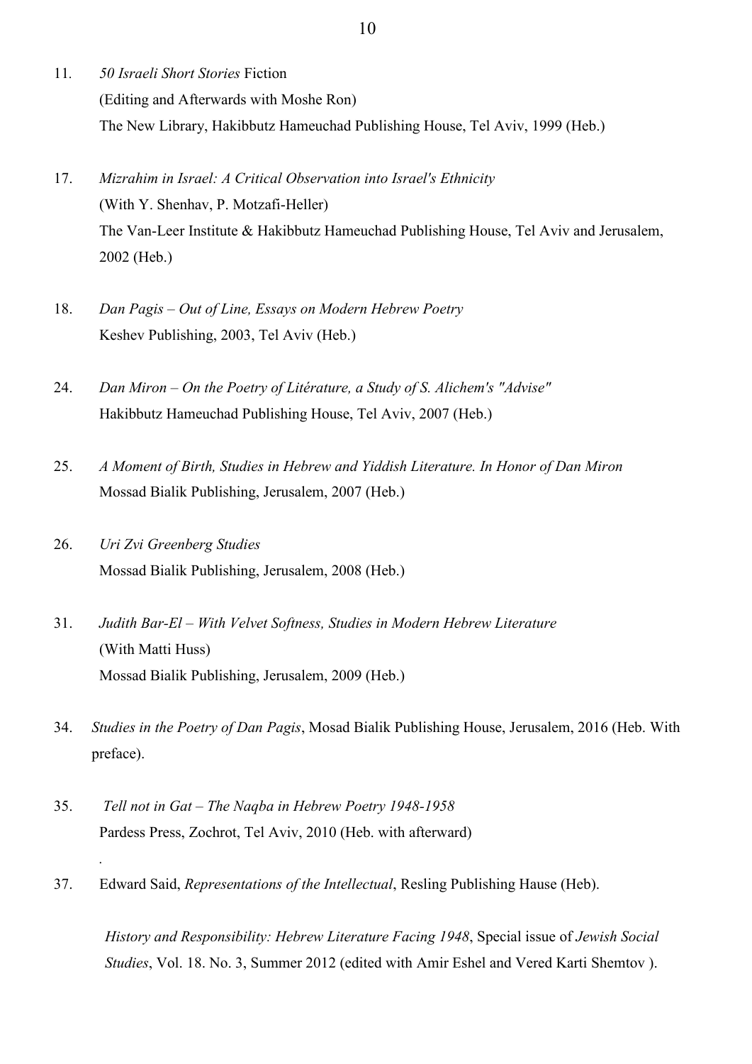11. *50 Israeli Short Stories* Fiction
    (Editing and Afterwards with Moshe Ron)
    The New Library, Hakibbutz Hameuchad Publishing House, Tel Aviv, 1999 (Heb.)

17. *Mizrahim in Israel: A Critical Observation into Israel's Ethnicity*
    (With Y. Shenhav, P. Motzafi-Heller)
    The Van-Leer Institute & Hakibbutz Hameuchad Publishing House, Tel Aviv and Jerusalem, 2002 (Heb.)

18. *Dan Pagis – Out of Line, Essays on Modern Hebrew Poetry*
    Keshev Publishing, 2003, Tel Aviv (Heb.)

24. *Dan Miron – On the Poetry of Litérature, a Study of S. Alichem's "Advise"*
    Hakibbutz Hameuchad Publishing House, Tel Aviv, 2007 (Heb.)

25. *A Moment of Birth, Studies in Hebrew and Yiddish Literature. In Honor of Dan Miron*
    Mossad Bialik Publishing, Jerusalem, 2007 (Heb.)

26. *Uri Zvi Greenberg Studies*
    Mossad Bialik Publishing, Jerusalem, 2008 (Heb.)

31. *Judith Bar-El – With Velvet Softness, Studies in Modern Hebrew Literature*
    (With Matti Huss)
    Mossad Bialik Publishing, Jerusalem, 2009 (Heb.)

34. *Studies in the Poetry of Dan Pagis*, Mosad Bialik Publishing House, Jerusalem, 2016 (Heb. With preface).

35. *Tell not in Gat – The Naqba in Hebrew Poetry 1948-1958*
    Pardess Press, Zochrot, Tel Aviv, 2010 (Heb. with afterward)

37. Edward Said, *Representations of the Intellectual*, Resling Publishing Hause (Heb).

    *History and Responsibility: Hebrew Literature Facing 1948*, Special issue of *Jewish Social Studies*, Vol. 18. No. 3, Summer 2012 (edited with Amir Eshel and Vered Karti Shemtov ).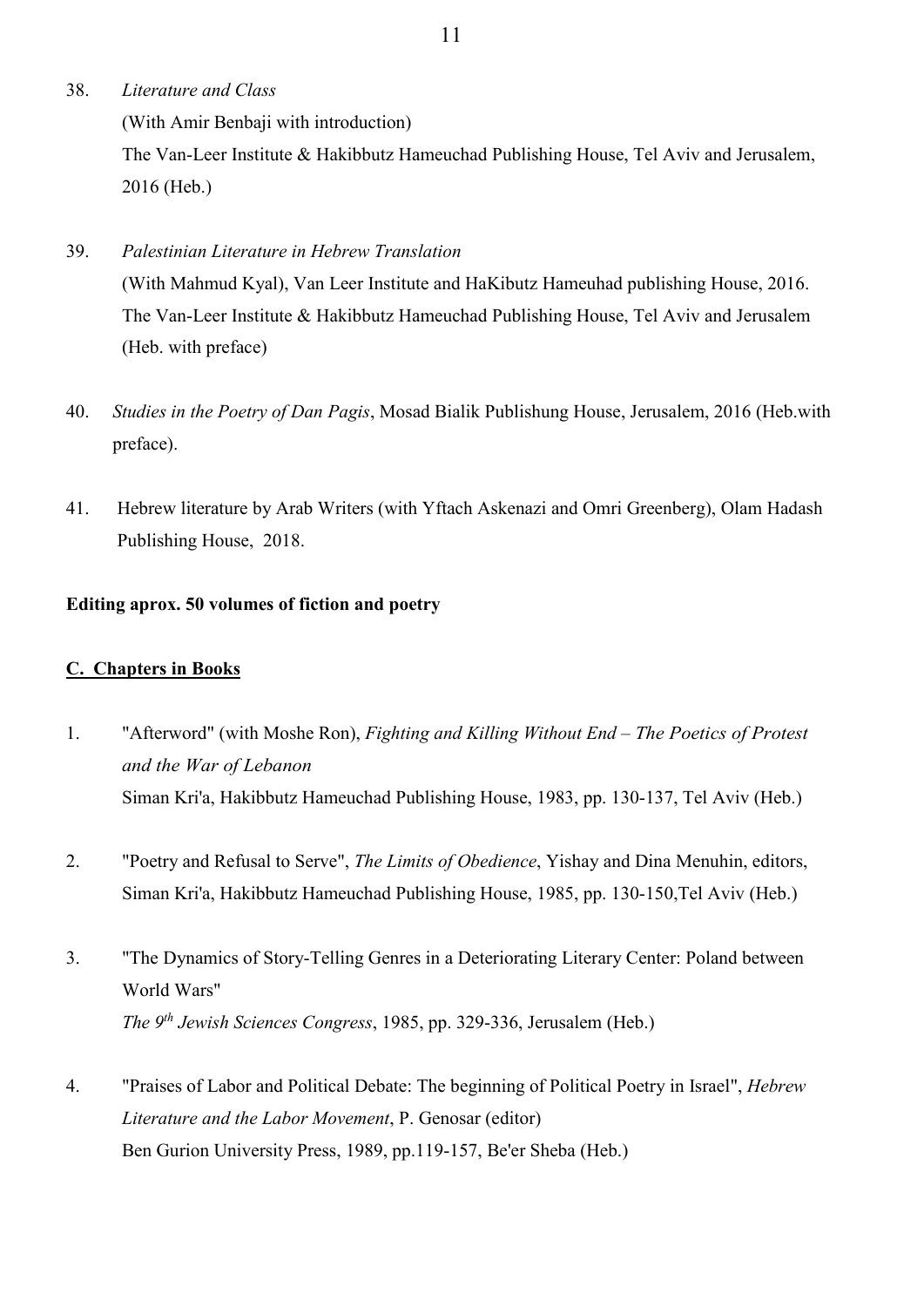38. *Literature and Class*
(With Amir Benbaji with introduction)
The Van-Leer Institute & Hakibbutz Hameuchad Publishing House, Tel Aviv and Jerusalem, 2016 (Heb.)

39. *Palestinian Literature in Hebrew Translation*
(With Mahmud Kyal), Van Leer Institute and HaKibutz Hameuhad publishing House, 2016.
The Van-Leer Institute & Hakibbutz Hameuchad Publishing House, Tel Aviv and Jerusalem (Heb. with preface)

40. *Studies in the Poetry of Dan Pagis*, Mosad Bialik Publishung House, Jerusalem, 2016 (Heb.with preface).

41. Hebrew literature by Arab Writers (with Yftach Askenazi and Omri Greenberg), Olam Hadash Publishing House, 2018.

**Editing aprox. 50 volumes of fiction and poetry**

## **C. Chapters in Books**

1. "Afterword" (with Moshe Ron), *Fighting and Killing Without End – The Poetics of Protest and the War of Lebanon*
Siman Kri'a, Hakibbutz Hameuchad Publishing House, 1983, pp. 130-137, Tel Aviv (Heb.)

2. "Poetry and Refusal to Serve", *The Limits of Obedience*, Yishay and Dina Menuhin, editors, Siman Kri'a, Hakibbutz Hameuchad Publishing House, 1985, pp. 130-150,Tel Aviv (Heb.)

3. "The Dynamics of Story-Telling Genres in a Deteriorating Literary Center: Poland between World Wars"
*The 9th Jewish Sciences Congress*, 1985, pp. 329-336, Jerusalem (Heb.)

4. "Praises of Labor and Political Debate: The beginning of Political Poetry in Israel", *Hebrew Literature and the Labor Movement*, P. Genosar (editor)
Ben Gurion University Press, 1989, pp.119-157, Be'er Sheba (Heb.)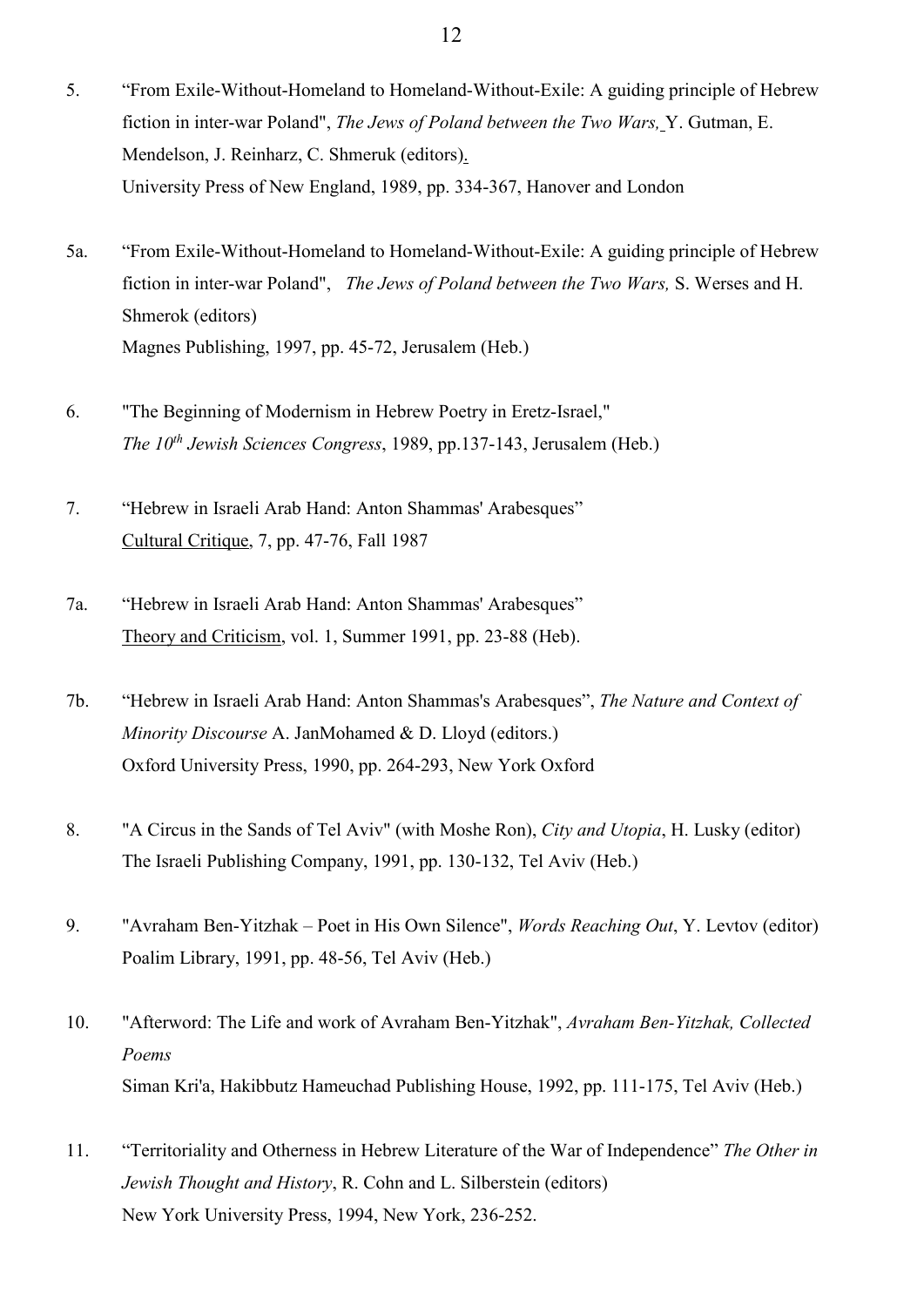5. “From Exile-Without-Homeland to Homeland-Without-Exile: A guiding principle of Hebrew fiction in inter-war Poland", *The Jews of Poland between the Two Wars,* Y. Gutman, E. Mendelson, J. Reinharz, C. Shmeruk (editors).
University Press of New England, 1989, pp. 334-367, Hanover and London

5a. “From Exile-Without-Homeland to Homeland-Without-Exile: A guiding principle of Hebrew fiction in inter-war Poland", *The Jews of Poland between the Two Wars,* S. Werses and H. Shmerok (editors)
Magnes Publishing, 1997, pp. 45-72, Jerusalem (Heb.)

6. "The Beginning of Modernism in Hebrew Poetry in Eretz-Israel," *The 10th Jewish Sciences Congress*, 1989, pp.137-143, Jerusalem (Heb.)

7. “Hebrew in Israeli Arab Hand: Anton Shammas' Arabesques”
Cultural Critique, 7, pp. 47-76, Fall 1987

7a. “Hebrew in Israeli Arab Hand: Anton Shammas' Arabesques”
Theory and Criticism, vol. 1, Summer 1991, pp. 23-88 (Heb).

7b. “Hebrew in Israeli Arab Hand: Anton Shammas's Arabesques”, *The Nature and Context of Minority Discourse* A. JanMohamed & D. Lloyd (editors.)
Oxford University Press, 1990, pp. 264-293, New York Oxford

8. "A Circus in the Sands of Tel Aviv" (with Moshe Ron), *City and Utopia*, H. Lusky (editor)
The Israeli Publishing Company, 1991, pp. 130-132, Tel Aviv (Heb.)

9. "Avraham Ben-Yitzhak – Poet in His Own Silence", *Words Reaching Out*, Y. Levtov (editor)
Poalim Library, 1991, pp. 48-56, Tel Aviv (Heb.)

10. "Afterword: The Life and work of Avraham Ben-Yitzhak", *Avraham Ben-Yitzhak, Collected Poems*
Siman Kri'a, Hakibbutz Hameuchad Publishing House, 1992, pp. 111-175, Tel Aviv (Heb.)

11. “Territoriality and Otherness in Hebrew Literature of the War of Independence” *The Other in Jewish Thought and History*, R. Cohn and L. Silberstein (editors)
New York University Press, 1994, New York, 236-252.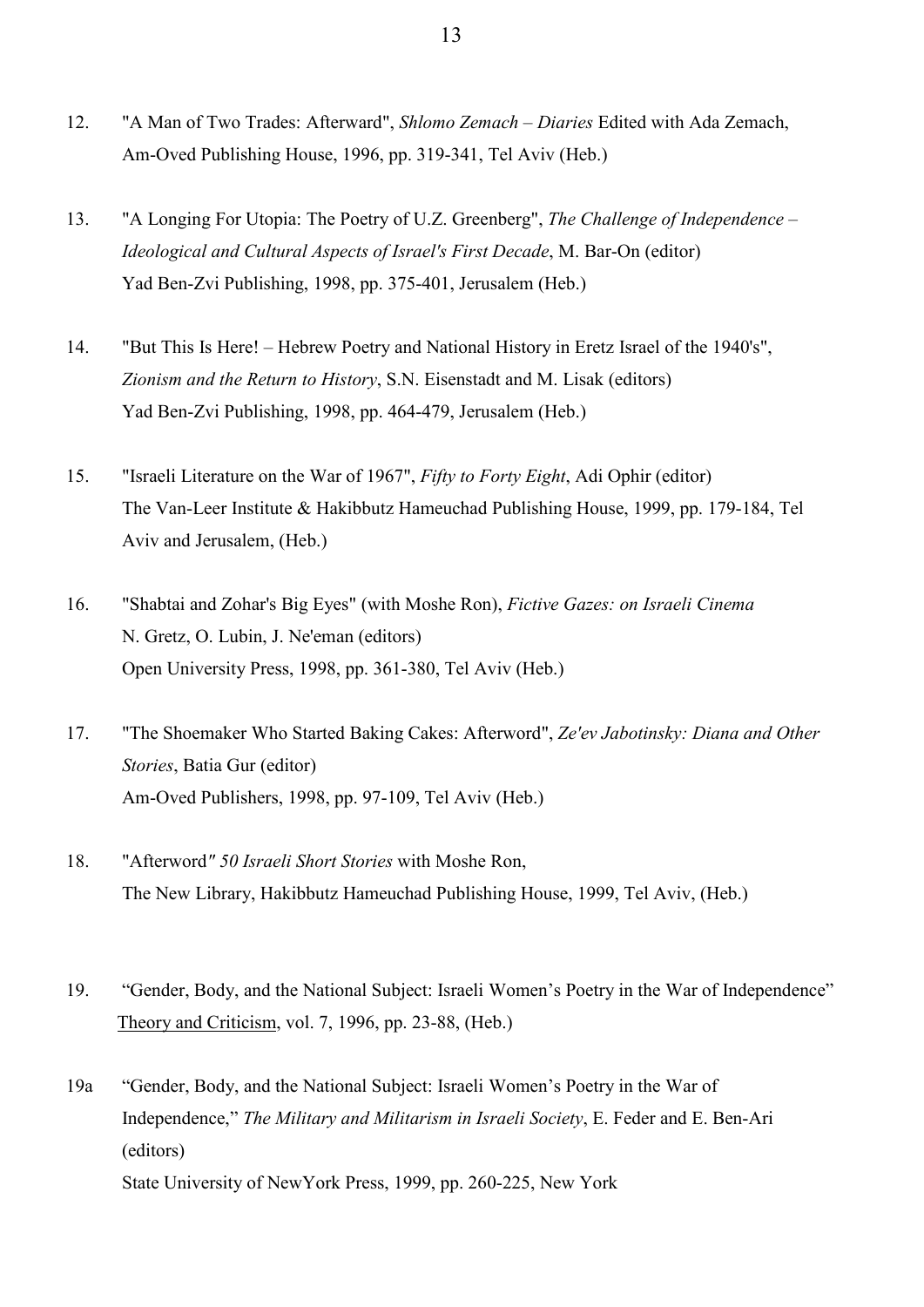12. "A Man of Two Trades: Afterward", *Shlomo Zemach – Diaries* Edited with Ada Zemach, Am-Oved Publishing House, 1996, pp. 319-341, Tel Aviv (Heb.)

13. "A Longing For Utopia: The Poetry of U.Z. Greenberg", *The Challenge of Independence – Ideological and Cultural Aspects of Israel's First Decade*, M. Bar-On (editor) Yad Ben-Zvi Publishing, 1998, pp. 375-401, Jerusalem (Heb.)

14. "But This Is Here! – Hebrew Poetry and National History in Eretz Israel of the 1940's", *Zionism and the Return to History*, S.N. Eisenstadt and M. Lisak (editors) Yad Ben-Zvi Publishing, 1998, pp. 464-479, Jerusalem (Heb.)

15. "Israeli Literature on the War of 1967", *Fifty to Forty Eight*, Adi Ophir (editor) The Van-Leer Institute & Hakibbutz Hameuchad Publishing House, 1999, pp. 179-184, Tel Aviv and Jerusalem, (Heb.)

16. "Shabtai and Zohar's Big Eyes" (with Moshe Ron), *Fictive Gazes: on Israeli Cinema* N. Gretz, O. Lubin, J. Ne'eman (editors) Open University Press, 1998, pp. 361-380, Tel Aviv (Heb.)

17. "The Shoemaker Who Started Baking Cakes: Afterword", *Ze'ev Jabotinsky: Diana and Other Stories*, Batia Gur (editor) Am-Oved Publishers, 1998, pp. 97-109, Tel Aviv (Heb.)

18. "Afterword*" 50 Israeli Short Stories* with Moshe Ron, The New Library, Hakibbutz Hameuchad Publishing House, 1999, Tel Aviv, (Heb.)

19. "Gender, Body, and the National Subject: Israeli Women's Poetry in the War of Independence" Theory and Criticism, vol. 7, 1996, pp. 23-88, (Heb.)

19a "Gender, Body, and the National Subject: Israeli Women's Poetry in the War of Independence," *The Military and Militarism in Israeli Society*, E. Feder and E. Ben-Ari (editors) State University of NewYork Press, 1999, pp. 260-225, New York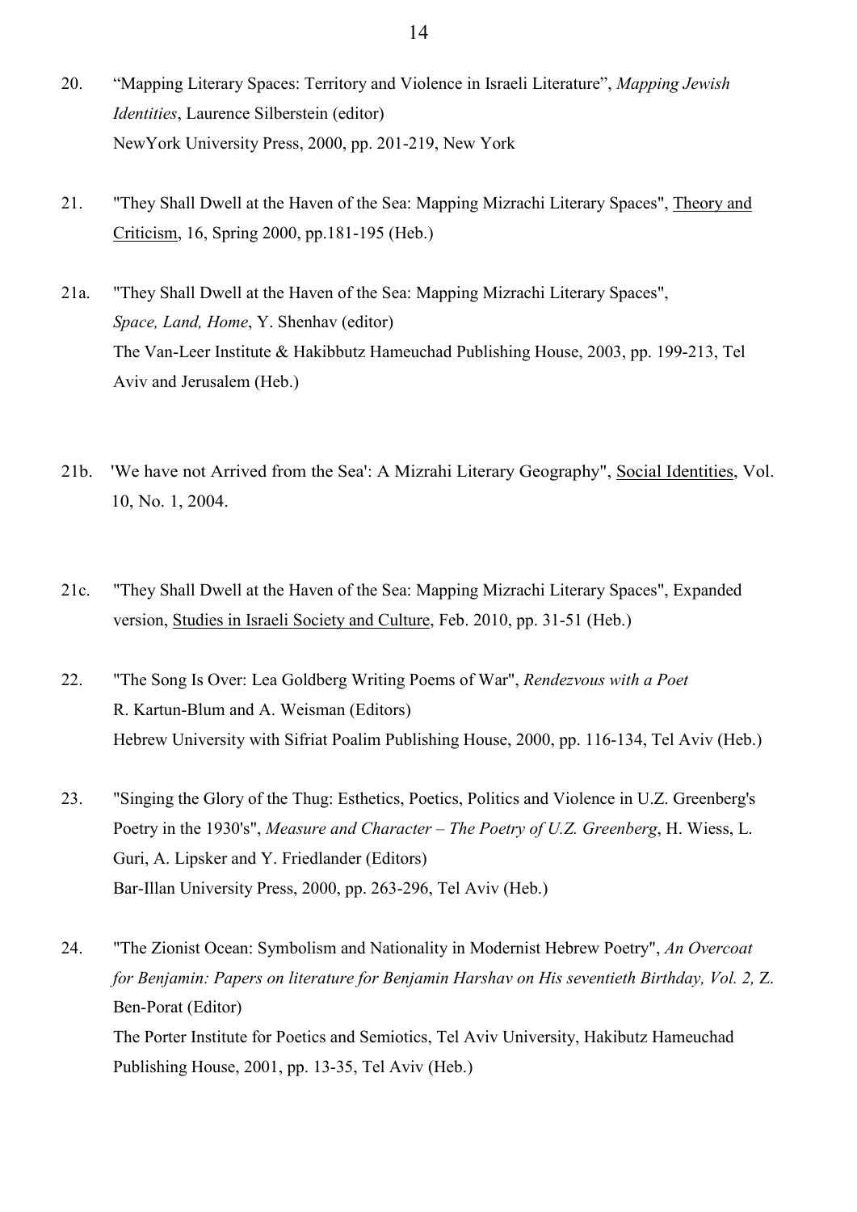20. "Mapping Literary Spaces: Territory and Violence in Israeli Literature", *Mapping Jewish Identities*, Laurence Silberstein (editor)
NewYork University Press, 2000, pp. 201-219, New York

21. "They Shall Dwell at the Haven of the Sea: Mapping Mizrachi Literary Spaces", Theory and Criticism, 16, Spring 2000, pp.181-195 (Heb.)

21a. "They Shall Dwell at the Haven of the Sea: Mapping Mizrachi Literary Spaces", *Space, Land, Home*, Y. Shenhav (editor)
The Van-Leer Institute & Hakibbutz Hameuchad Publishing House, 2003, pp. 199-213, Tel Aviv and Jerusalem (Heb.)

21b. 'We have not Arrived from the Sea': A Mizrahi Literary Geography", Social Identities, Vol. 10, No. 1, 2004.

21c. "They Shall Dwell at the Haven of the Sea: Mapping Mizrachi Literary Spaces", Expanded version, Studies in Israeli Society and Culture, Feb. 2010, pp. 31-51 (Heb.)

22. "The Song Is Over: Lea Goldberg Writing Poems of War", *Rendezvous with a Poet*
R. Kartun-Blum and A. Weisman (Editors)
Hebrew University with Sifriat Poalim Publishing House, 2000, pp. 116-134, Tel Aviv (Heb.)

23. "Singing the Glory of the Thug: Esthetics, Poetics, Politics and Violence in U.Z. Greenberg's Poetry in the 1930's", *Measure and Character – The Poetry of U.Z. Greenberg*, H. Wiess, L. Guri, A. Lipsker and Y. Friedlander (Editors)
Bar-Illan University Press, 2000, pp. 263-296, Tel Aviv (Heb.)

24. "The Zionist Ocean: Symbolism and Nationality in Modernist Hebrew Poetry", *An Overcoat for Benjamin: Papers on literature for Benjamin Harshav on His seventieth Birthday, Vol. 2,* Z. Ben-Porat (Editor)
The Porter Institute for Poetics and Semiotics, Tel Aviv University, Hakibutz Hameuchad Publishing House, 2001, pp. 13-35, Tel Aviv (Heb.)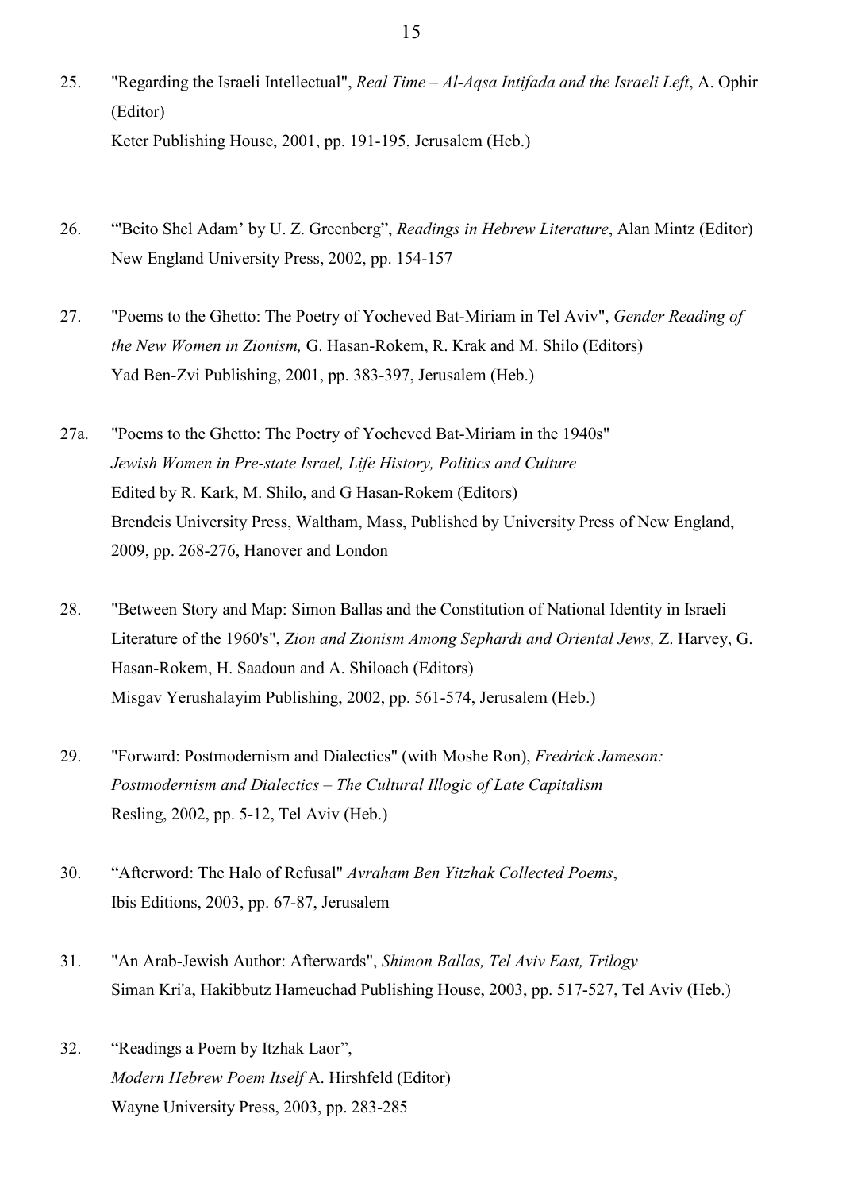25. "Regarding the Israeli Intellectual", *Real Time – Al-Aqsa Intifada and the Israeli Left*, A. Ophir (Editor)
    Keter Publishing House, 2001, pp. 191-195, Jerusalem (Heb.)

26. "'Beito Shel Adam' by U. Z. Greenberg", *Readings in Hebrew Literature*, Alan Mintz (Editor)
    New England University Press, 2002, pp. 154-157

27. "Poems to the Ghetto: The Poetry of Yocheved Bat-Miriam in Tel Aviv", *Gender Reading of the New Women in Zionism,* G. Hasan-Rokem, R. Krak and M. Shilo (Editors)
    Yad Ben-Zvi Publishing, 2001, pp. 383-397, Jerusalem (Heb.)

27a. "Poems to the Ghetto: The Poetry of Yocheved Bat-Miriam in the 1940s"
    *Jewish Women in Pre-state Israel, Life History, Politics and Culture*
    Edited by R. Kark, M. Shilo, and G Hasan-Rokem (Editors)
    Brendeis University Press, Waltham, Mass, Published by University Press of New England, 2009, pp. 268-276, Hanover and London

28. "Between Story and Map: Simon Ballas and the Constitution of National Identity in Israeli Literature of the 1960's", *Zion and Zionism Among Sephardi and Oriental Jews,* Z. Harvey, G. Hasan-Rokem, H. Saadoun and A. Shiloach (Editors)
    Misgav Yerushalayim Publishing, 2002, pp. 561-574, Jerusalem (Heb.)

29. "Forward: Postmodernism and Dialectics" (with Moshe Ron), *Fredrick Jameson: Postmodernism and Dialectics – The Cultural Illogic of Late Capitalism*
    Resling, 2002, pp. 5-12, Tel Aviv (Heb.)

30. "Afterword: The Halo of Refusal" *Avraham Ben Yitzhak Collected Poems*,
    Ibis Editions, 2003, pp. 67-87, Jerusalem

31. "An Arab-Jewish Author: Afterwards", *Shimon Ballas, Tel Aviv East, Trilogy*
    Siman Kri'a, Hakibbutz Hameuchad Publishing House, 2003, pp. 517-527, Tel Aviv (Heb.)

32. "Readings a Poem by Itzhak Laor",
    *Modern Hebrew Poem Itself* A. Hirshfeld (Editor)
    Wayne University Press, 2003, pp. 283-285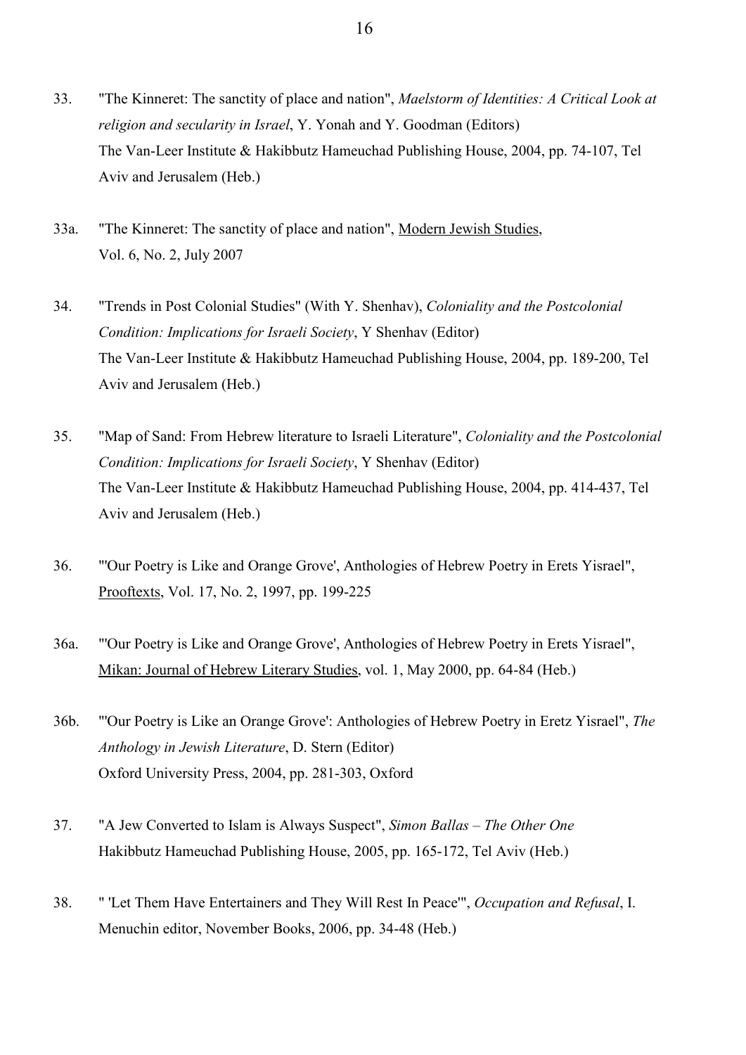33. "The Kinneret: The sanctity of place and nation", *Maelstorm of Identities: A Critical Look at religion and secularity in Israel*, Y. Yonah and Y. Goodman (Editors)
The Van-Leer Institute & Hakibbutz Hameuchad Publishing House, 2004, pp. 74-107, Tel Aviv and Jerusalem (Heb.)

33a. "The Kinneret: The sanctity of place and nation", <u>Modern Jewish Studies</u>, Vol. 6, No. 2, July 2007

34. "Trends in Post Colonial Studies" (With Y. Shenhav), *Coloniality and the Postcolonial Condition: Implications for Israeli Society*, Y Shenhav (Editor)
The Van-Leer Institute & Hakibbutz Hameuchad Publishing House, 2004, pp. 189-200, Tel Aviv and Jerusalem (Heb.)

35. "Map of Sand: From Hebrew literature to Israeli Literature", *Coloniality and the Postcolonial Condition: Implications for Israeli Society*, Y Shenhav (Editor)
The Van-Leer Institute & Hakibbutz Hameuchad Publishing House, 2004, pp. 414-437, Tel Aviv and Jerusalem (Heb.)

36. "'Our Poetry is Like and Orange Grove', Anthologies of Hebrew Poetry in Erets Yisrael", <u>Prooftexts</u>, Vol. 17, No. 2, 1997, pp. 199-225

36a. "'Our Poetry is Like and Orange Grove', Anthologies of Hebrew Poetry in Erets Yisrael", <u>Mikan: Journal of Hebrew Literary Studies</u>, vol. 1, May 2000, pp. 64-84 (Heb.)

36b. "'Our Poetry is Like an Orange Grove': Anthologies of Hebrew Poetry in Eretz Yisrael", *The Anthology in Jewish Literature*, D. Stern (Editor)
Oxford University Press, 2004, pp. 281-303, Oxford

37. "A Jew Converted to Islam is Always Suspect", *Simon Ballas – The Other One*
Hakibbutz Hameuchad Publishing House, 2005, pp. 165-172, Tel Aviv (Heb.)

38. " 'Let Them Have Entertainers and They Will Rest In Peace'", *Occupation and Refusal*, I. Menuchin editor, November Books, 2006, pp. 34-48 (Heb.)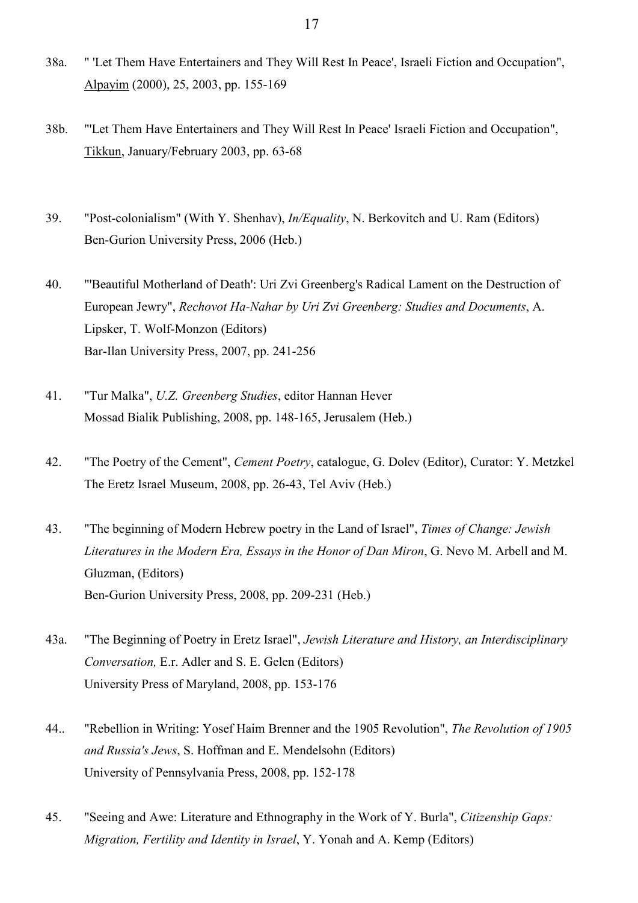38a. " 'Let Them Have Entertainers and They Will Rest In Peace', Israeli Fiction and Occupation", Alpayim (2000), 25, 2003, pp. 155-169

38b. "'Let Them Have Entertainers and They Will Rest In Peace' Israeli Fiction and Occupation", Tikkun, January/February 2003, pp. 63-68

39. "Post-colonialism" (With Y. Shenhav), *In/Equality*, N. Berkovitch and U. Ram (Editors) Ben-Gurion University Press, 2006 (Heb.)

40. "'Beautiful Motherland of Death': Uri Zvi Greenberg's Radical Lament on the Destruction of European Jewry", *Rechovot Ha-Nahar by Uri Zvi Greenberg: Studies and Documents*, A. Lipsker, T. Wolf-Monzon (Editors)
Bar-Ilan University Press, 2007, pp. 241-256

41. "Tur Malka", *U.Z. Greenberg Studies*, editor Hannan Hever
Mossad Bialik Publishing, 2008, pp. 148-165, Jerusalem (Heb.)

42. "The Poetry of the Cement", *Cement Poetry*, catalogue, G. Dolev (Editor), Curator: Y. Metzkel
The Eretz Israel Museum, 2008, pp. 26-43, Tel Aviv (Heb.)

43. "The beginning of Modern Hebrew poetry in the Land of Israel", *Times of Change: Jewish Literatures in the Modern Era, Essays in the Honor of Dan Miron*, G. Nevo M. Arbell and M. Gluzman, (Editors)
Ben-Gurion University Press, 2008, pp. 209-231 (Heb.)

43a. "The Beginning of Poetry in Eretz Israel", *Jewish Literature and History, an Interdisciplinary Conversation,* E.r. Adler and S. E. Gelen (Editors)
University Press of Maryland, 2008, pp. 153-176

44.. "Rebellion in Writing: Yosef Haim Brenner and the 1905 Revolution", *The Revolution of 1905 and Russia's Jews*, S. Hoffman and E. Mendelsohn (Editors)
University of Pennsylvania Press, 2008, pp. 152-178

45. "Seeing and Awe: Literature and Ethnography in the Work of Y. Burla", *Citizenship Gaps: Migration, Fertility and Identity in Israel*, Y. Yonah and A. Kemp (Editors)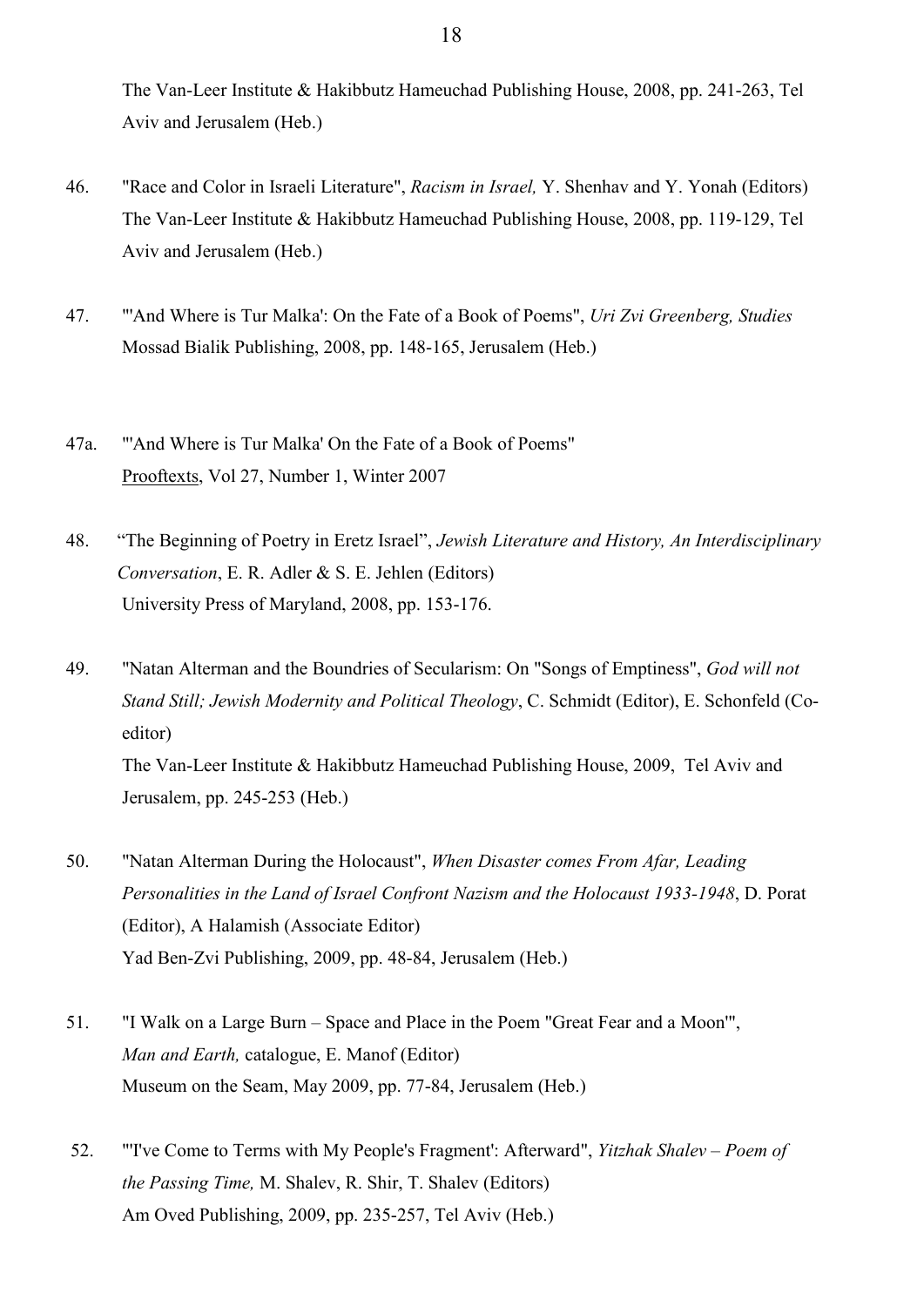The Van-Leer Institute & Hakibbutz Hameuchad Publishing House, 2008, pp. 241-263, Tel Aviv and Jerusalem (Heb.)

46. "Race and Color in Israeli Literature", *Racism in Israel,* Y. Shenhav and Y. Yonah (Editors) The Van-Leer Institute & Hakibbutz Hameuchad Publishing House, 2008, pp. 119-129, Tel Aviv and Jerusalem (Heb.)

47. "'And Where is Tur Malka': On the Fate of a Book of Poems", *Uri Zvi Greenberg, Studies* Mossad Bialik Publishing, 2008, pp. 148-165, Jerusalem (Heb.)

47a. "'And Where is Tur Malka' On the Fate of a Book of Poems" Prooftexts, Vol 27, Number 1, Winter 2007

48. "The Beginning of Poetry in Eretz Israel", *Jewish Literature and History, An Interdisciplinary Conversation*, E. R. Adler & S. E. Jehlen (Editors) University Press of Maryland, 2008, pp. 153-176.

49. "Natan Alterman and the Boundries of Secularism: On "Songs of Emptiness", *God will not Stand Still; Jewish Modernity and Political Theology*, C. Schmidt (Editor), E. Schonfeld (Co-editor) The Van-Leer Institute & Hakibbutz Hameuchad Publishing House, 2009, Tel Aviv and Jerusalem, pp. 245-253 (Heb.)

50. "Natan Alterman During the Holocaust", *When Disaster comes From Afar, Leading Personalities in the Land of Israel Confront Nazism and the Holocaust 1933-1948*, D. Porat (Editor), A Halamish (Associate Editor) Yad Ben-Zvi Publishing, 2009, pp. 48-84, Jerusalem (Heb.)

51. "I Walk on a Large Burn – Space and Place in the Poem "Great Fear and a Moon"', *Man and Earth,* catalogue, E. Manof (Editor) Museum on the Seam, May 2009, pp. 77-84, Jerusalem (Heb.)

52. "'I've Come to Terms with My People's Fragment': Afterward", *Yitzhak Shalev – Poem of the Passing Time,* M. Shalev, R. Shir, T. Shalev (Editors) Am Oved Publishing, 2009, pp. 235-257, Tel Aviv (Heb.)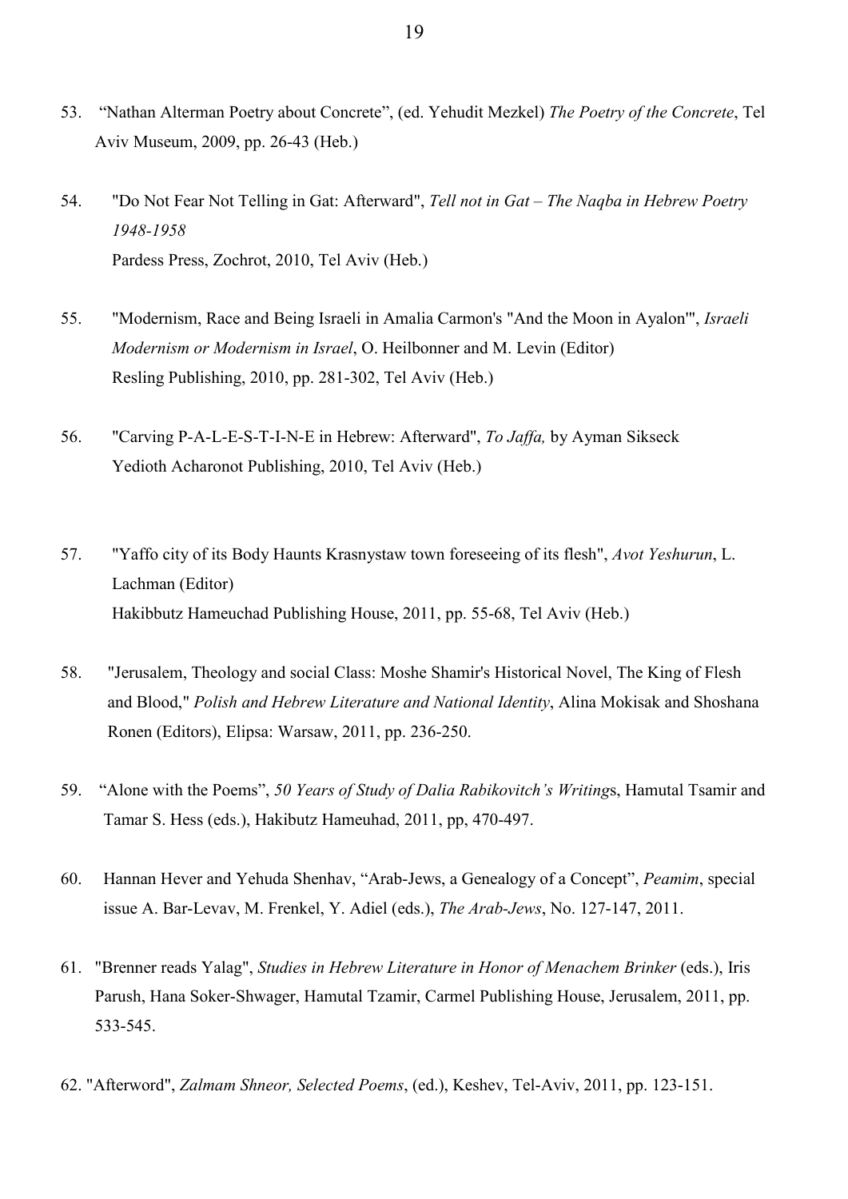53. “Nathan Alterman Poetry about Concrete”, (ed. Yehudit Mezkel) *The Poetry of the Concrete*, Tel Aviv Museum, 2009, pp. 26-43 (Heb.)

54. "Do Not Fear Not Telling in Gat: Afterward", *Tell not in Gat – The Naqba in Hebrew Poetry 1948-1958*
Pardess Press, Zochrot, 2010, Tel Aviv (Heb.)

55. "Modernism, Race and Being Israeli in Amalia Carmon's "And the Moon in Ayalon"", *Israeli Modernism or Modernism in Israel*, O. Heilbonner and M. Levin (Editor)
Resling Publishing, 2010, pp. 281-302, Tel Aviv (Heb.)

56. "Carving P-A-L-E-S-T-I-N-E in Hebrew: Afterward", *To Jaffa,* by Ayman Sikseck
Yedioth Acharonot Publishing, 2010, Tel Aviv (Heb.)

57. "Yaffo city of its Body Haunts Krasnystaw town foreseeing of its flesh", *Avot Yeshurun*, L. Lachman (Editor)
Hakibbutz Hameuchad Publishing House, 2011, pp. 55-68, Tel Aviv (Heb.)

58. "Jerusalem, Theology and social Class: Moshe Shamir's Historical Novel, The King of Flesh and Blood," *Polish and Hebrew Literature and National Identity*, Alina Mokisak and Shoshana Ronen (Editors), Elipsa: Warsaw, 2011, pp. 236-250.

59. “Alone with the Poems”, *50 Years of Study of Dalia Rabikovitch’s Writing*s, Hamutal Tsamir and Tamar S. Hess (eds.), Hakibutz Hameuhad, 2011, pp, 470-497.

60. Hannan Hever and Yehuda Shenhav, “Arab-Jews, a Genealogy of a Concept”, *Peamim*, special issue A. Bar-Levav, M. Frenkel, Y. Adiel (eds.), *The Arab-Jews*, No. 127-147, 2011.

61. "Brenner reads Yalag", *Studies in Hebrew Literature in Honor of Menachem Brinker* (eds.), Iris Parush, Hana Soker-Shwager, Hamutal Tzamir, Carmel Publishing House, Jerusalem, 2011, pp. 533-545.

62. "Afterword", *Zalmam Shneor, Selected Poems*, (ed.), Keshev, Tel-Aviv, 2011, pp. 123-151.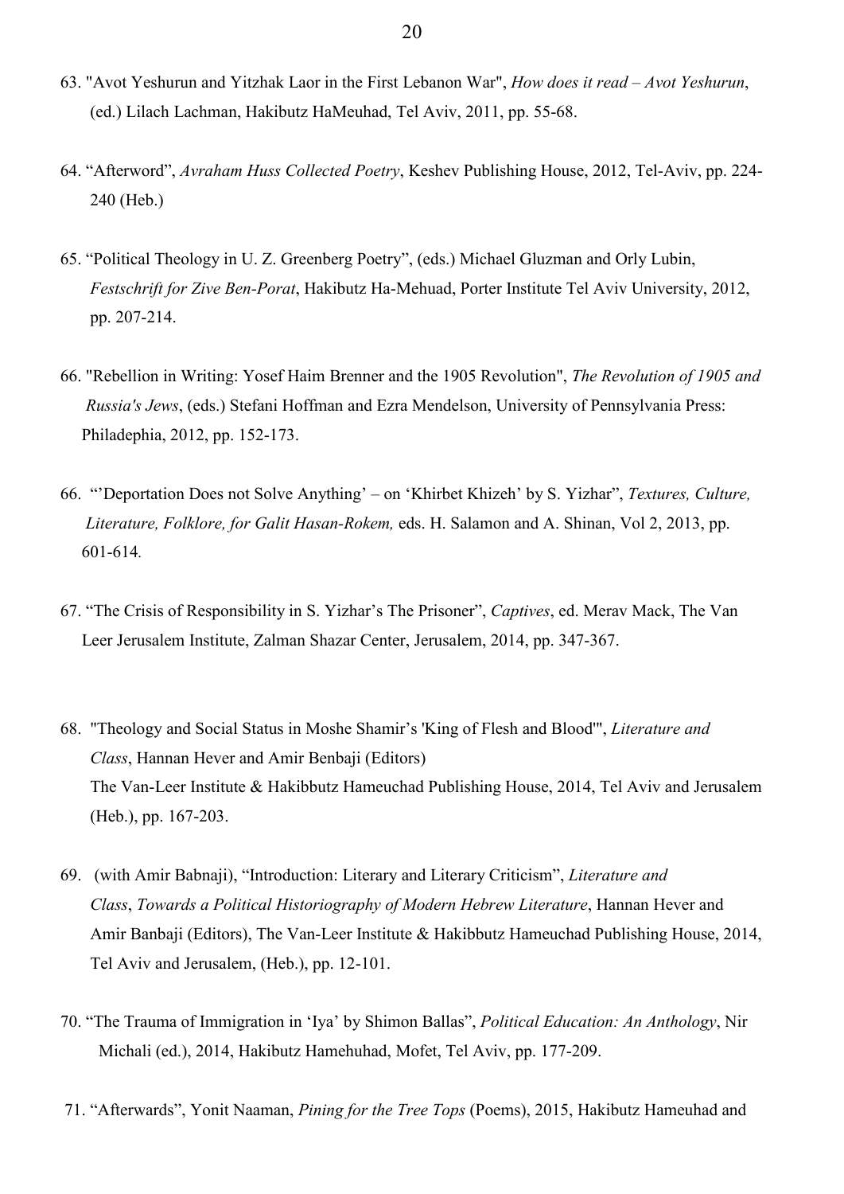63. "Avot Yeshurun and Yitzhak Laor in the First Lebanon War", *How does it read – Avot Yeshurun*, (ed.) Lilach Lachman, Hakibutz HaMeuhad, Tel Aviv, 2011, pp. 55-68.

64. "Afterword", *Avraham Huss Collected Poetry*, Keshev Publishing House, 2012, Tel-Aviv, pp. 224-240 (Heb.)

65. "Political Theology in U. Z. Greenberg Poetry", (eds.) Michael Gluzman and Orly Lubin, *Festschrift for Zive Ben-Porat*, Hakibutz Ha-Mehuad, Porter Institute Tel Aviv University, 2012, pp. 207-214.

66. "Rebellion in Writing: Yosef Haim Brenner and the 1905 Revolution", *The Revolution of 1905 and Russia's Jews*, (eds.) Stefani Hoffman and Ezra Mendelson, University of Pennsylvania Press: Philadephia, 2012, pp. 152-173.

66. "'Deportation Does not Solve Anything' – on 'Khirbet Khizeh' by S. Yizhar", *Textures, Culture, Literature, Folklore, for Galit Hasan-Rokem,* eds. H. Salamon and A. Shinan, Vol 2, 2013, pp. 601-614*.*

67. "The Crisis of Responsibility in S. Yizhar's The Prisoner", *Captives*, ed. Merav Mack, The Van Leer Jerusalem Institute, Zalman Shazar Center, Jerusalem, 2014, pp. 347-367.

68. "Theology and Social Status in Moshe Shamir's 'King of Flesh and Blood'", *Literature and Class*, Hannan Hever and Amir Benbaji (Editors) The Van-Leer Institute & Hakibbutz Hameuchad Publishing House, 2014, Tel Aviv and Jerusalem (Heb.), pp. 167-203.

69. (with Amir Babnaji), "Introduction: Literary and Literary Criticism", *Literature and Class*, *Towards a Political Historiography of Modern Hebrew Literature*, Hannan Hever and Amir Banbaji (Editors), The Van-Leer Institute & Hakibbutz Hameuchad Publishing House, 2014, Tel Aviv and Jerusalem, (Heb.), pp. 12-101.

70. "The Trauma of Immigration in 'Iya' by Shimon Ballas", *Political Education: An Anthology*, Nir Michali (ed.), 2014, Hakibutz Hamehuhad, Mofet, Tel Aviv, pp. 177-209.

71. "Afterwards", Yonit Naaman, *Pining for the Tree Tops* (Poems), 2015, Hakibutz Hameuhad and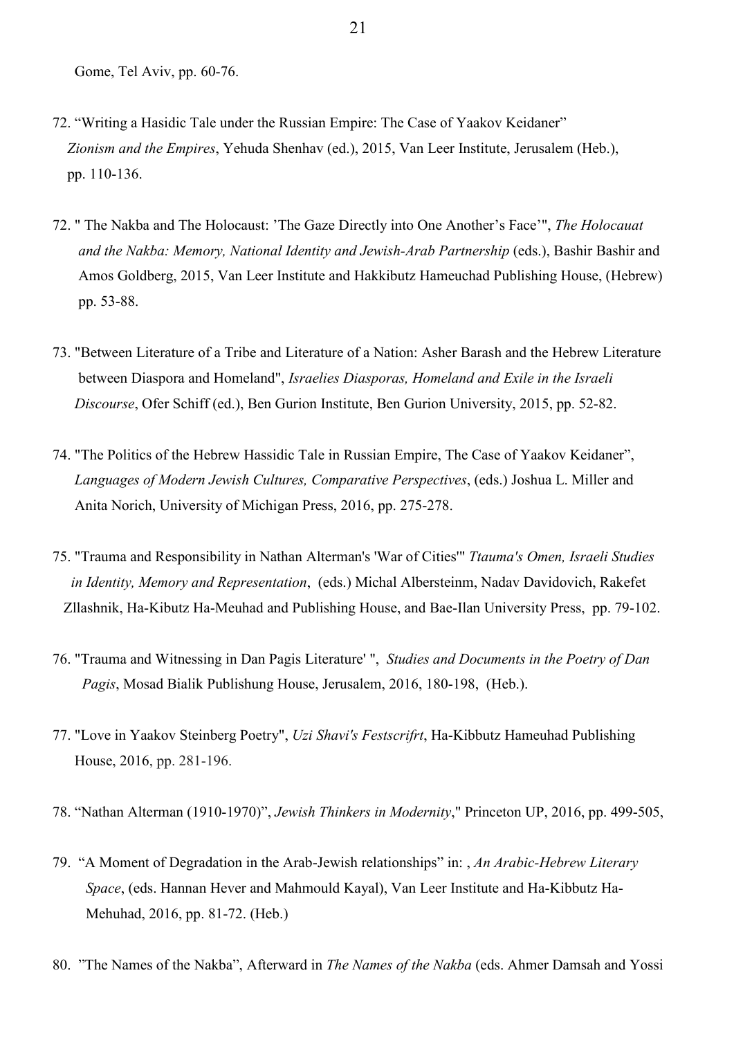Gome, Tel Aviv, pp. 60-76.

72. "Writing a Hasidic Tale under the Russian Empire: The Case of Yaakov Keidaner" *Zionism and the Empires*, Yehuda Shenhav (ed.), 2015, Van Leer Institute, Jerusalem (Heb.), pp. 110-136.

72. " The Nakba and The Holocaust: 'The Gaze Directly into One Another's Face'", *The Holocauat and the Nakba: Memory, National Identity and Jewish-Arab Partnership* (eds.), Bashir Bashir and Amos Goldberg, 2015, Van Leer Institute and Hakkibutz Hameuchad Publishing House, (Hebrew) pp. 53-88.

73. "Between Literature of a Tribe and Literature of a Nation: Asher Barash and the Hebrew Literature between Diaspora and Homeland", *Israelies Diasporas, Homeland and Exile in the Israeli Discourse*, Ofer Schiff (ed.), Ben Gurion Institute, Ben Gurion University, 2015, pp. 52-82.

74. "The Politics of the Hebrew Hassidic Tale in Russian Empire, The Case of Yaakov Keidaner", *Languages of Modern Jewish Cultures, Comparative Perspectives*, (eds.) Joshua L. Miller and Anita Norich, University of Michigan Press, 2016, pp. 275-278.

75. "Trauma and Responsibility in Nathan Alterman's 'War of Cities'" *Ttauma's Omen, Israeli Studies in Identity, Memory and Representation*, (eds.) Michal Albersteinm, Nadav Davidovich, Rakefet Zllashnik, Ha-Kibutz Ha-Meuhad and Publishing House, and Bae-Ilan University Press, pp. 79-102.

76. "Trauma and Witnessing in Dan Pagis Literature' ", *Studies and Documents in the Poetry of Dan Pagis*, Mosad Bialik Publishung House, Jerusalem, 2016, 180-198, (Heb.).

77. "Love in Yaakov Steinberg Poetry", *Uzi Shavi's Festscrifrt*, Ha-Kibbutz Hameuhad Publishing House, 2016, pp. 281-196.

78. "Nathan Alterman (1910-1970)", *Jewish Thinkers in Modernity*," Princeton UP, 2016, pp. 499-505,

79. "A Moment of Degradation in the Arab-Jewish relationships" in: , *An Arabic-Hebrew Literary Space*, (eds. Hannan Hever and Mahmould Kayal), Van Leer Institute and Ha-Kibbutz Ha-Mehuhad, 2016, pp. 81-72. (Heb.)

80. "The Names of the Nakba", Afterward in *The Names of the Nakba* (eds. Ahmer Damsah and Yossi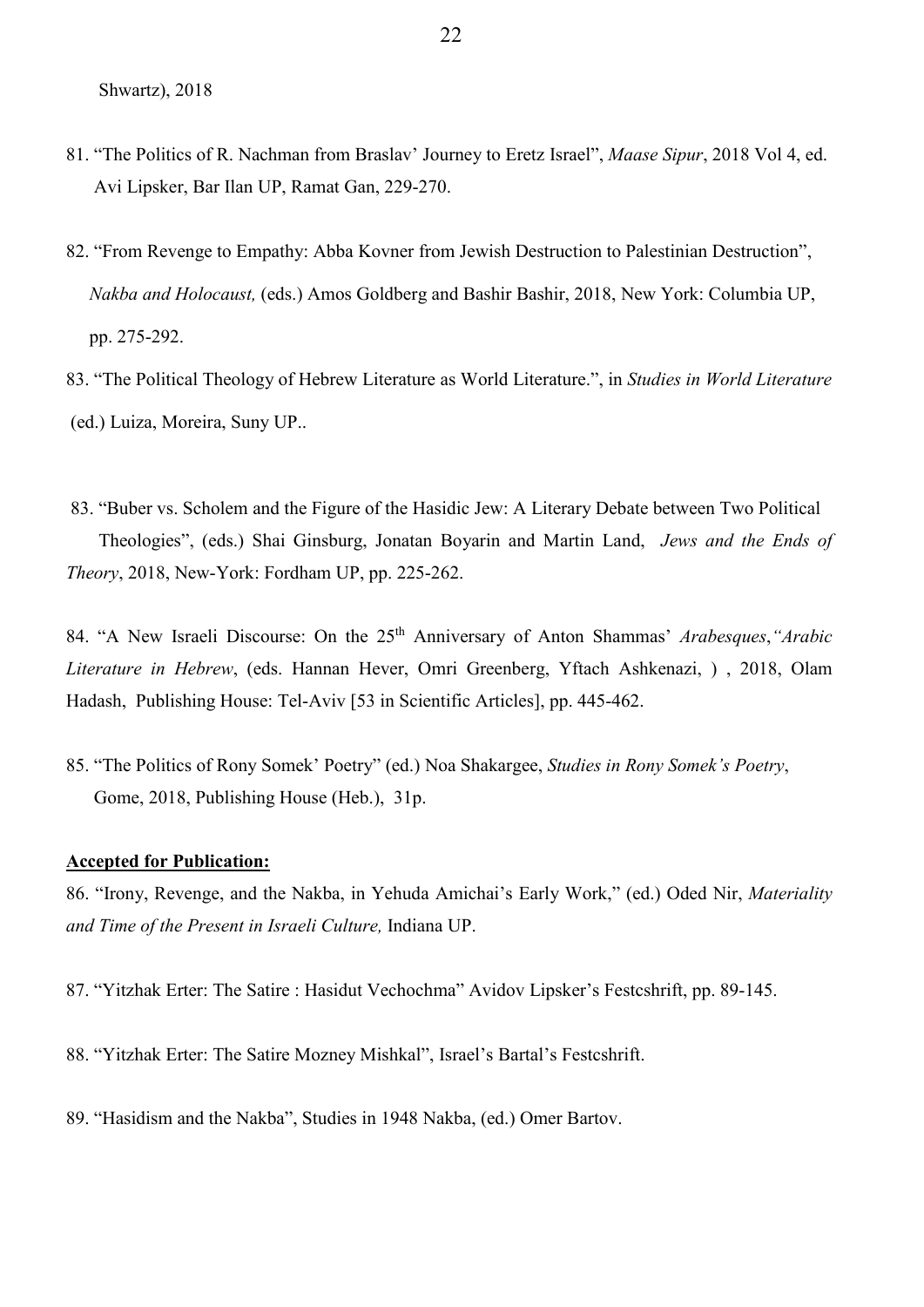Shwartz), 2018

81. "The Politics of R. Nachman from Braslav' Journey to Eretz Israel", *Maase Sipur*, 2018 Vol 4, ed. Avi Lipsker, Bar Ilan UP, Ramat Gan, 229-270.

82. "From Revenge to Empathy: Abba Kovner from Jewish Destruction to Palestinian Destruction", *Nakba and Holocaust,* (eds.) Amos Goldberg and Bashir Bashir, 2018, New York: Columbia UP, pp. 275-292.

83. "The Political Theology of Hebrew Literature as World Literature.", in *Studies in World Literature* (ed.) Luiza, Moreira, Suny UP..

83. "Buber vs. Scholem and the Figure of the Hasidic Jew: A Literary Debate between Two Political Theologies", (eds.) Shai Ginsburg, Jonatan Boyarin and Martin Land, *Jews and the Ends of Theory*, 2018, New-York: Fordham UP, pp. 225-262.

84. "A New Israeli Discourse: On the 25th Anniversary of Anton Shammas' *Arabesques*,*"Arabic Literature in Hebrew*, (eds. Hannan Hever, Omri Greenberg, Yftach Ashkenazi, ) , 2018, Olam Hadash, Publishing House: Tel-Aviv [53 in Scientific Articles], pp. 445-462.

85. "The Politics of Rony Somek' Poetry" (ed.) Noa Shakargee, *Studies in Rony Somek's Poetry*, Gome, 2018, Publishing House (Heb.), 31p.

**Accepted for Publication:**

86. "Irony, Revenge, and the Nakba, in Yehuda Amichai's Early Work," (ed.) Oded Nir, *Materiality and Time of the Present in Israeli Culture,* Indiana UP.

87. "Yitzhak Erter: The Satire : Hasidut Vechochma" Avidov Lipsker's Festcshrift, pp. 89-145.

88. "Yitzhak Erter: The Satire Mozney Mishkal", Israel's Bartal's Festcshrift.

89. "Hasidism and the Nakba", Studies in 1948 Nakba, (ed.) Omer Bartov.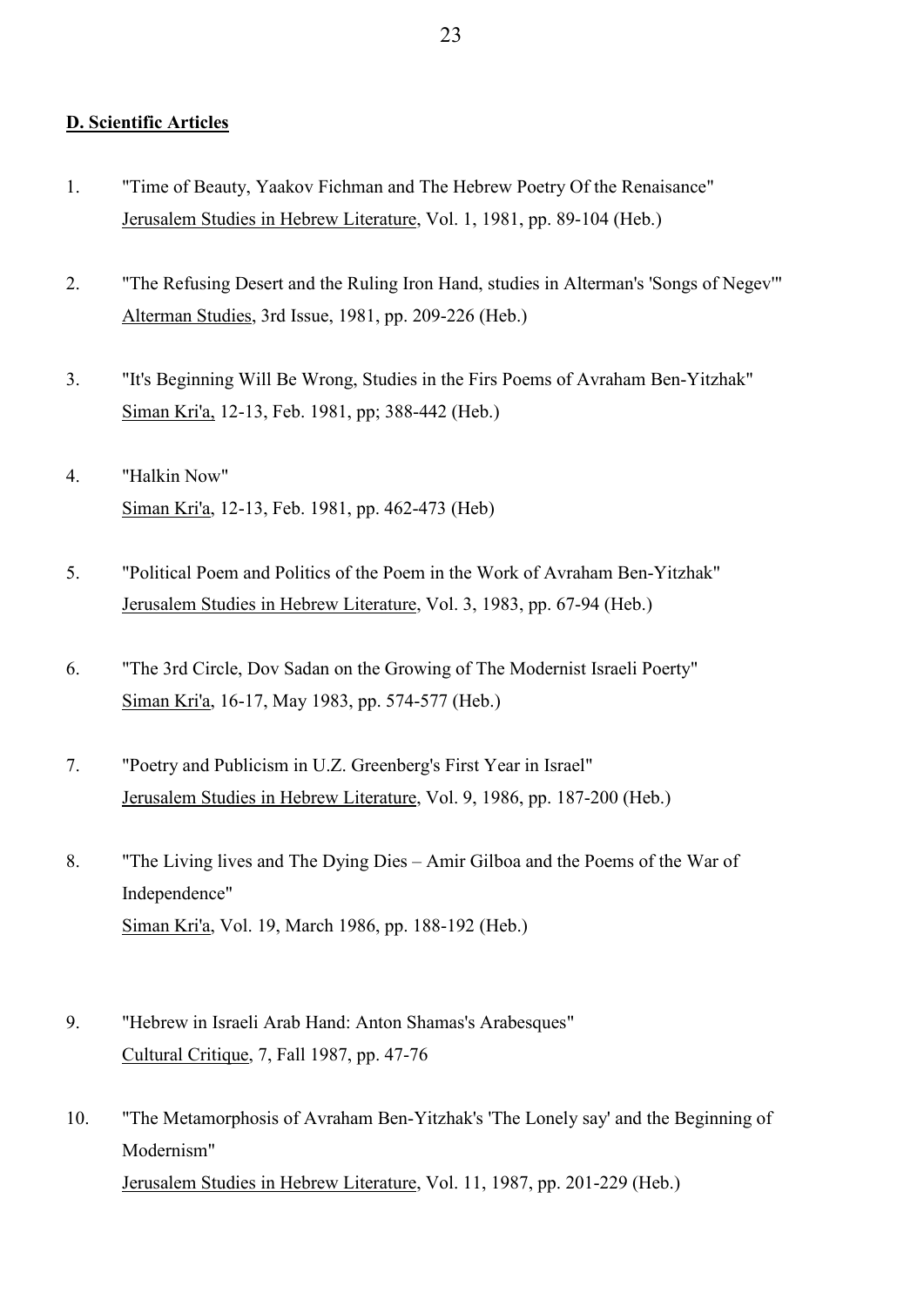**D. Scientific Articles**

1. "Time of Beauty, Yaakov Fichman and The Hebrew Poetry Of the Renaisance"
   Jerusalem Studies in Hebrew Literature, Vol. 1, 1981, pp. 89-104 (Heb.)

2. "The Refusing Desert and the Ruling Iron Hand, studies in Alterman's 'Songs of Negev'"
   Alterman Studies, 3rd Issue, 1981, pp. 209-226 (Heb.)

3. "It's Beginning Will Be Wrong, Studies in the Firs Poems of Avraham Ben-Yitzhak"
   Siman Kri'a, 12-13, Feb. 1981, pp; 388-442 (Heb.)

4. "Halkin Now"
   Siman Kri'a, 12-13, Feb. 1981, pp. 462-473 (Heb)

5. "Political Poem and Politics of the Poem in the Work of Avraham Ben-Yitzhak"
   Jerusalem Studies in Hebrew Literature, Vol. 3, 1983, pp. 67-94 (Heb.)

6. "The 3rd Circle, Dov Sadan on the Growing of The Modernist Israeli Poerty"
   Siman Kri'a, 16-17, May 1983, pp. 574-577 (Heb.)

7. "Poetry and Publicism in U.Z. Greenberg's First Year in Israel"
   Jerusalem Studies in Hebrew Literature, Vol. 9, 1986, pp. 187-200 (Heb.)

8. "The Living lives and The Dying Dies – Amir Gilboa and the Poems of the War of Independence"
   Siman Kri'a, Vol. 19, March 1986, pp. 188-192 (Heb.)

9. "Hebrew in Israeli Arab Hand: Anton Shamas's Arabesques"
   Cultural Critique, 7, Fall 1987, pp. 47-76

10. "The Metamorphosis of Avraham Ben-Yitzhak's 'The Lonely say' and the Beginning of Modernism"
    Jerusalem Studies in Hebrew Literature, Vol. 11, 1987, pp. 201-229 (Heb.)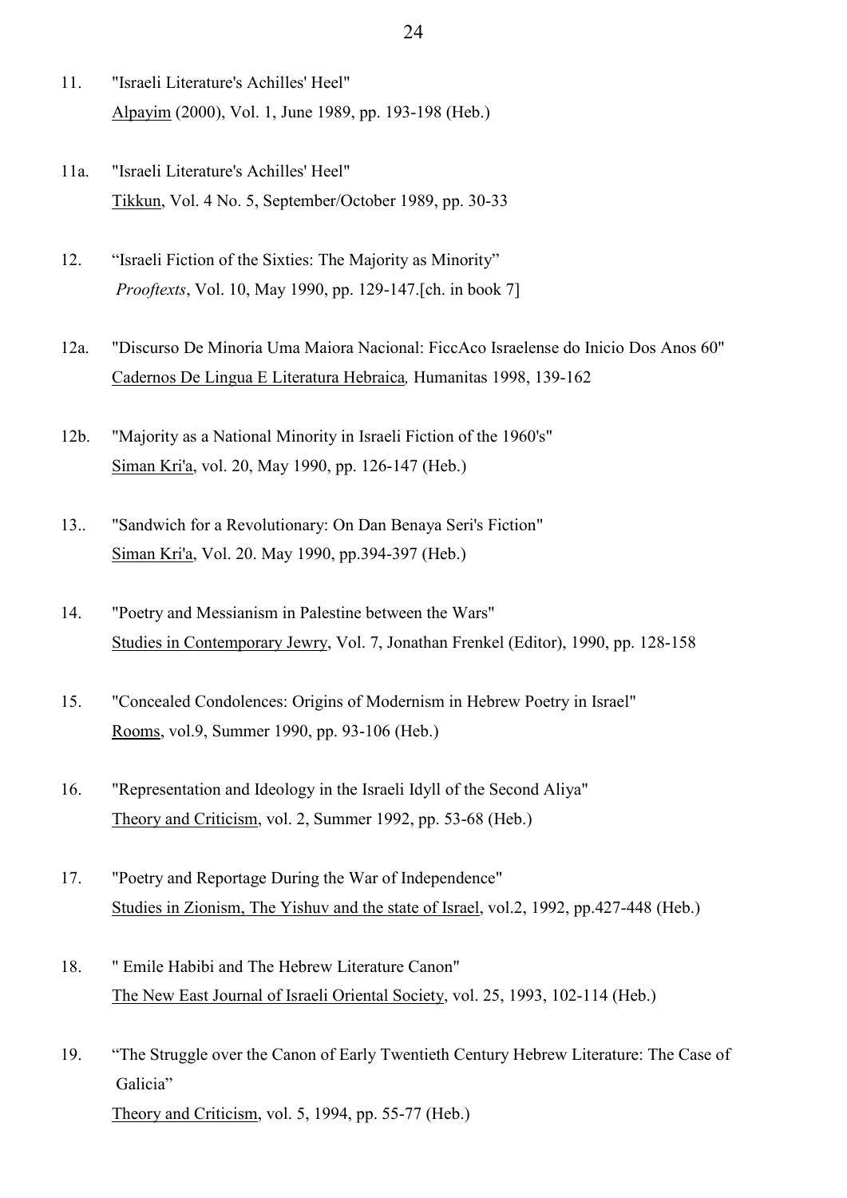11. "Israeli Literature's Achilles' Heel"
    Alpayim (2000), Vol. 1, June 1989, pp. 193-198 (Heb.)

11a. "Israeli Literature's Achilles' Heel"
    Tikkun, Vol. 4 No. 5, September/October 1989, pp. 30-33

12. "Israeli Fiction of the Sixties: The Majority as Minority"
    *Prooftexts*, Vol. 10, May 1990, pp. 129-147.[ch. in book 7]

12a. "Discurso De Minoria Uma Maiora Nacional: FiccAco Israelense do Inicio Dos Anos 60"
    Cadernos De Lingua E Literatura Hebraica*,* Humanitas 1998, 139-162

12b. "Majority as a National Minority in Israeli Fiction of the 1960's"
    Siman Kri'a, vol. 20, May 1990, pp. 126-147 (Heb.)

13.. "Sandwich for a Revolutionary: On Dan Benaya Seri's Fiction"
    Siman Kri'a, Vol. 20. May 1990, pp.394-397 (Heb.)

14. "Poetry and Messianism in Palestine between the Wars"
    Studies in Contemporary Jewry, Vol. 7, Jonathan Frenkel (Editor), 1990, pp. 128-158

15. "Concealed Condolences: Origins of Modernism in Hebrew Poetry in Israel"
    Rooms, vol.9, Summer 1990, pp. 93-106 (Heb.)

16. "Representation and Ideology in the Israeli Idyll of the Second Aliya"
    Theory and Criticism, vol. 2, Summer 1992, pp. 53-68 (Heb.)

17. "Poetry and Reportage During the War of Independence"
    Studies in Zionism, The Yishuv and the state of Israel, vol.2, 1992, pp.427-448 (Heb.)

18. " Emile Habibi and The Hebrew Literature Canon"
    The New East Journal of Israeli Oriental Society, vol. 25, 1993, 102-114 (Heb.)

19. "The Struggle over the Canon of Early Twentieth Century Hebrew Literature: The Case of Galicia"
    Theory and Criticism, vol. 5, 1994, pp. 55-77 (Heb.)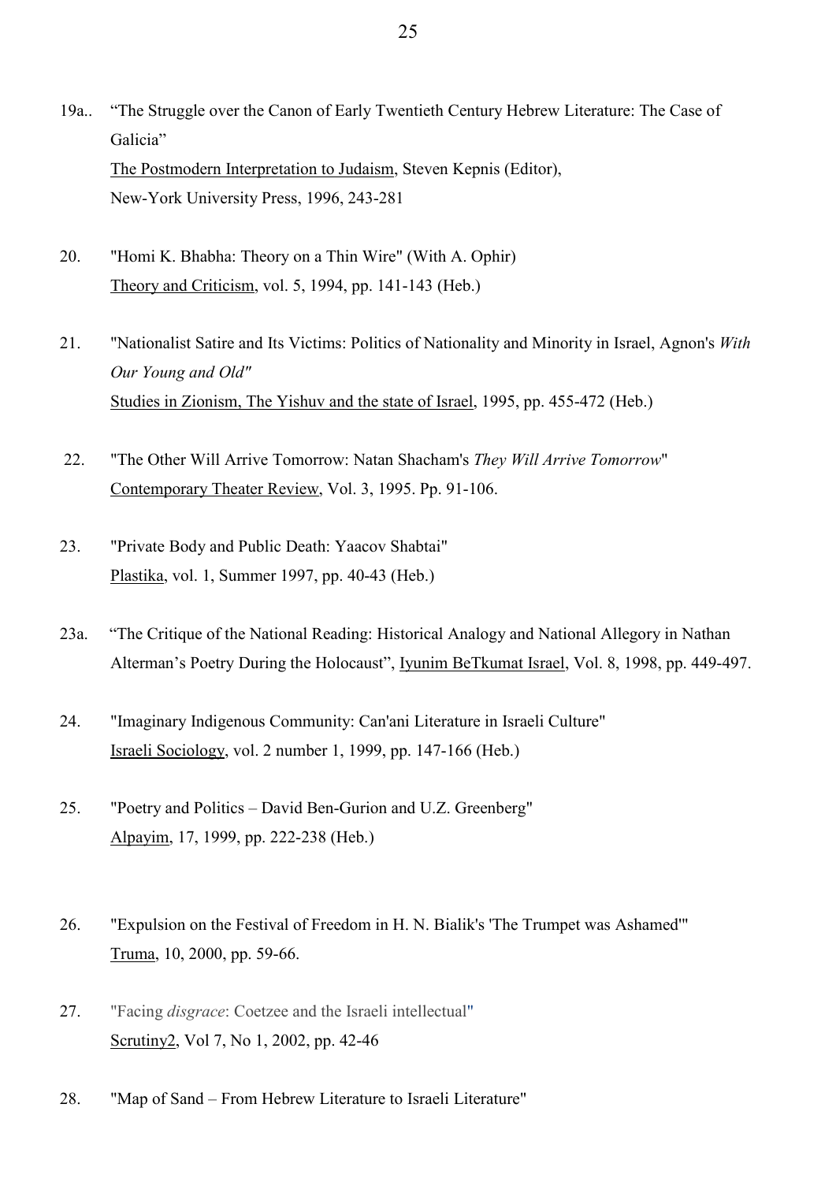19a.. "The Struggle over the Canon of Early Twentieth Century Hebrew Literature: The Case of Galicia"
The Postmodern Interpretation to Judaism, Steven Kepnis (Editor), New-York University Press, 1996, 243-281

20. "Homi K. Bhabha: Theory on a Thin Wire" (With A. Ophir)
Theory and Criticism, vol. 5, 1994, pp. 141-143 (Heb.)

21. "Nationalist Satire and Its Victims: Politics of Nationality and Minority in Israel, Agnon's *With Our Young and Old"*
Studies in Zionism, The Yishuv and the state of Israel, 1995, pp. 455-472 (Heb.)

22. "The Other Will Arrive Tomorrow: Natan Shacham's *They Will Arrive Tomorrow*"
Contemporary Theater Review, Vol. 3, 1995. Pp. 91-106.

23. "Private Body and Public Death: Yaacov Shabtai"
Plastika, vol. 1, Summer 1997, pp. 40-43 (Heb.)

23a. "The Critique of the National Reading: Historical Analogy and National Allegory in Nathan Alterman's Poetry During the Holocaust", Iyunim BeTkumat Israel, Vol. 8, 1998, pp. 449-497.

24. "Imaginary Indigenous Community: Can'ani Literature in Israeli Culture"
Israeli Sociology, vol. 2 number 1, 1999, pp. 147-166 (Heb.)

25. "Poetry and Politics – David Ben-Gurion and U.Z. Greenberg"
Alpayim, 17, 1999, pp. 222-238 (Heb.)

26. "Expulsion on the Festival of Freedom in H. N. Bialik's 'The Trumpet was Ashamed'"
Truma, 10, 2000, pp. 59-66.

27. "Facing *disgrace*: Coetzee and the Israeli intellectual"
Scrutiny2, Vol 7, No 1, 2002, pp. 42-46

28. "Map of Sand – From Hebrew Literature to Israeli Literature"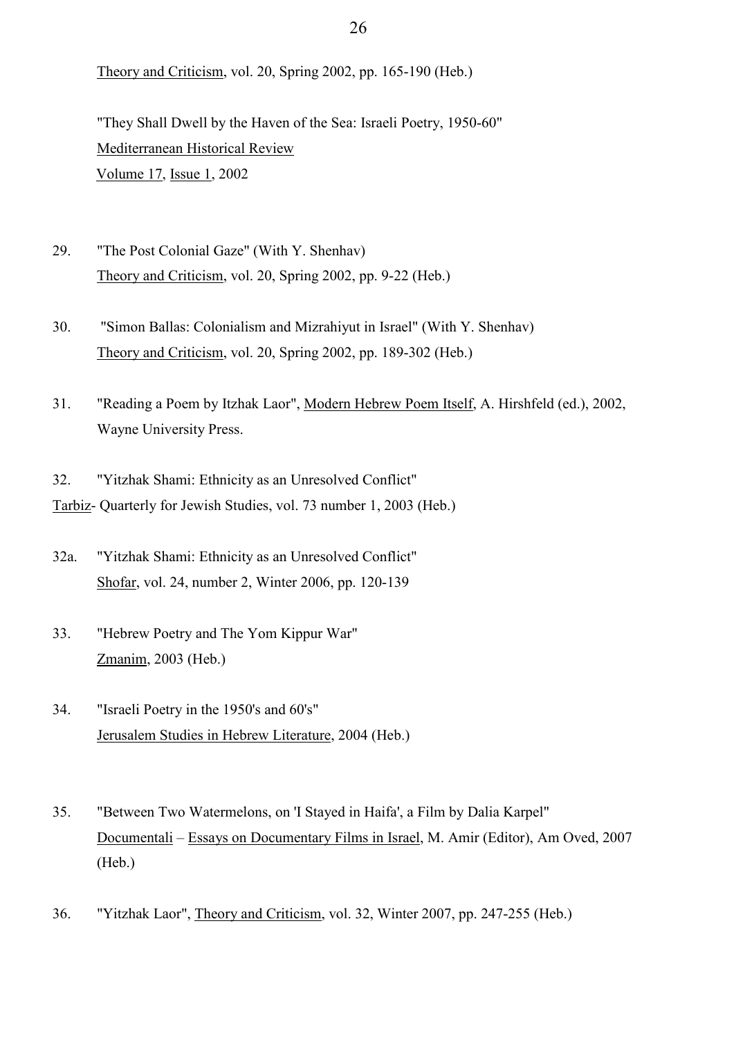Theory and Criticism, vol. 20, Spring 2002, pp. 165-190 (Heb.)

"They Shall Dwell by the Haven of the Sea: Israeli Poetry, 1950-60"
Mediterranean Historical Review
Volume 17, Issue 1, 2002

29. "The Post Colonial Gaze" (With Y. Shenhav)
Theory and Criticism, vol. 20, Spring 2002, pp. 9-22 (Heb.)

30. "Simon Ballas: Colonialism and Mizrahiyut in Israel" (With Y. Shenhav)
Theory and Criticism, vol. 20, Spring 2002, pp. 189-302 (Heb.)

31. "Reading a Poem by Itzhak Laor", Modern Hebrew Poem Itself, A. Hirshfeld (ed.), 2002, Wayne University Press.

32. "Yitzhak Shami: Ethnicity as an Unresolved Conflict"
Tarbiz- Quarterly for Jewish Studies, vol. 73 number 1, 2003 (Heb.)

32a. "Yitzhak Shami: Ethnicity as an Unresolved Conflict"
Shofar, vol. 24, number 2, Winter 2006, pp. 120-139

33. "Hebrew Poetry and The Yom Kippur War"
Zmanim, 2003 (Heb.)

34. "Israeli Poetry in the 1950's and 60's"
Jerusalem Studies in Hebrew Literature, 2004 (Heb.)

35. "Between Two Watermelons, on 'I Stayed in Haifa', a Film by Dalia Karpel"
Documentali – Essays on Documentary Films in Israel, M. Amir (Editor), Am Oved, 2007 (Heb.)

36. "Yitzhak Laor", Theory and Criticism, vol. 32, Winter 2007, pp. 247-255 (Heb.)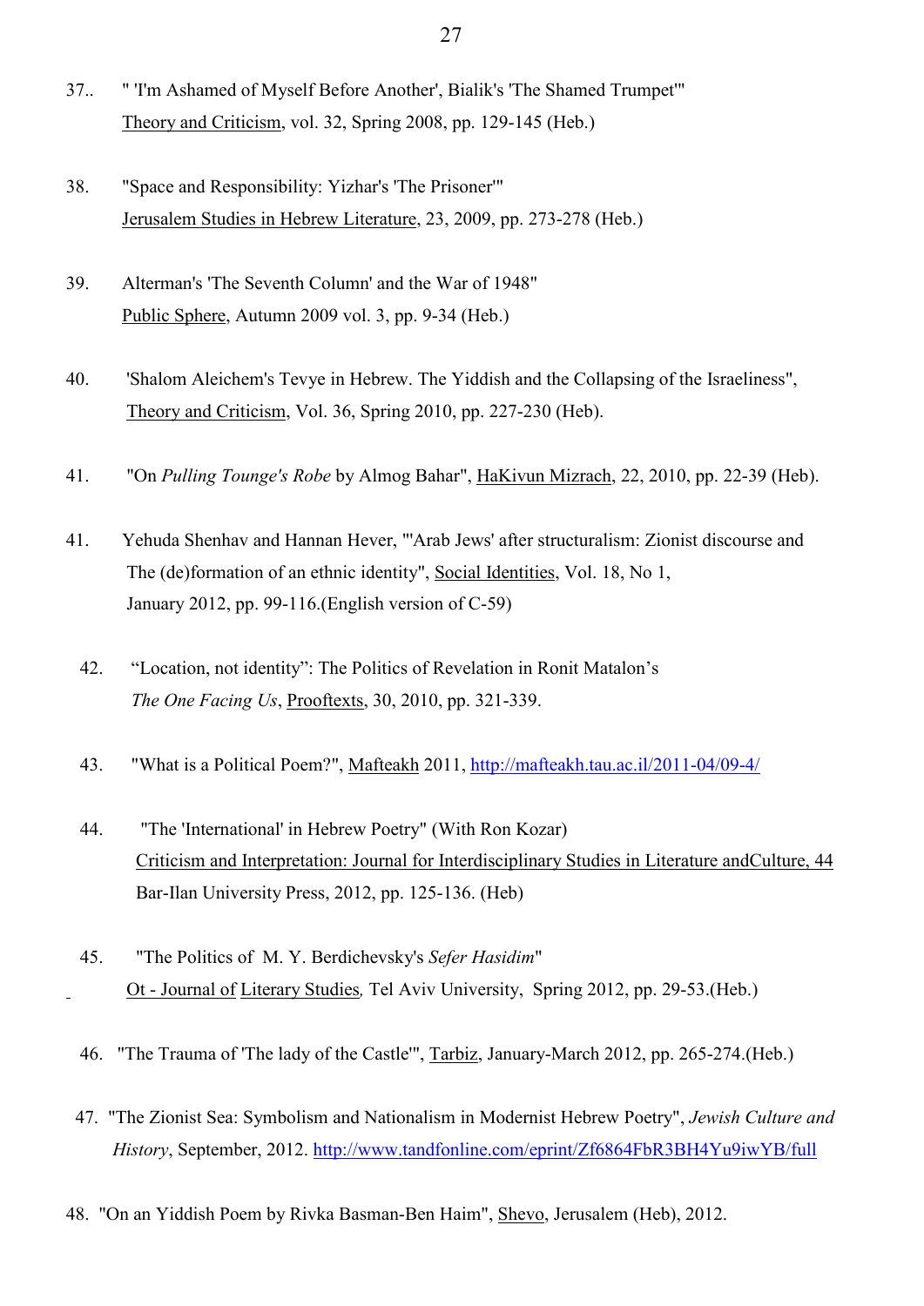37.. " 'I'm Ashamed of Myself Before Another', Bialik's 'The Shamed Trumpet'"
Theory and Criticism, vol. 32, Spring 2008, pp. 129-145 (Heb.)

38. "Space and Responsibility: Yizhar's 'The Prisoner'"
Jerusalem Studies in Hebrew Literature, 23, 2009, pp. 273-278 (Heb.)

39. Alterman's 'The Seventh Column' and the War of 1948"
Public Sphere, Autumn 2009 vol. 3, pp. 9-34 (Heb.)

40. 'Shalom Aleichem's Tevye in Hebrew. The Yiddish and the Collapsing of the Israeliness",
Theory and Criticism, Vol. 36, Spring 2010, pp. 227-230 (Heb).

41. "On *Pulling Tounge's Robe* by Almog Bahar", HaKivun Mizrach, 22, 2010, pp. 22-39 (Heb).

41. Yehuda Shenhav and Hannan Hever, "'Arab Jews' after structuralism: Zionist discourse and The (de)formation of an ethnic identity", Social Identities, Vol. 18, No 1, January 2012, pp. 99-116.(English version of C-59)

42. "Location, not identity": The Politics of Revelation in Ronit Matalon's *The One Facing Us*, Prooftexts, 30, 2010, pp. 321-339.

43. "What is a Political Poem?", Mafteakh 2011, http://mafteakh.tau.ac.il/2011-04/09-4/

44. "The 'International' in Hebrew Poetry" (With Ron Kozar)
Criticism and Interpretation: Journal for Interdisciplinary Studies in Literature andCulture, 44
Bar-Ilan University Press, 2012, pp. 125-136. (Heb)

45. "The Politics of M. Y. Berdichevsky's *Sefer Hasidim*"
Ot - Journal of Literary Studies*,* Tel Aviv University, Spring 2012, pp. 29-53.(Heb.)

46. "The Trauma of 'The lady of the Castle'", Tarbiz, January-March 2012, pp. 265-274.(Heb.)

47. "The Zionist Sea: Symbolism and Nationalism in Modernist Hebrew Poetry", *Jewish Culture and History*, September, 2012. http://www.tandfonline.com/eprint/Zf6864FbR3BH4Yu9iwYB/full

48. "On an Yiddish Poem by Rivka Basman-Ben Haim", Shevo, Jerusalem (Heb), 2012.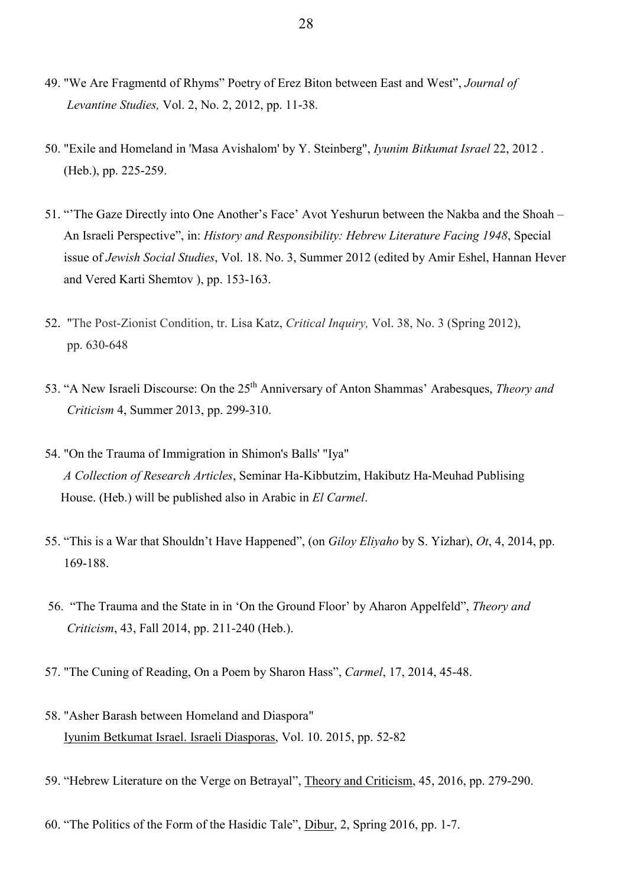49. "We Are Fragmentd of Rhyms" Poetry of Erez Biton between East and West", *Journal of Levantine Studies,* Vol. 2, No. 2, 2012, pp. 11-38.

50. "Exile and Homeland in 'Masa Avishalom' by Y. Steinberg", *Iyunim Bitkumat Israel* 22, 2012 . (Heb.), pp. 225-259.

51. "'The Gaze Directly into One Another's Face' Avot Yeshurun between the Nakba and the Shoah – An Israeli Perspective", in: *History and Responsibility: Hebrew Literature Facing 1948*, Special issue of *Jewish Social Studies*, Vol. 18. No. 3, Summer 2012 (edited by Amir Eshel, Hannan Hever and Vered Karti Shemtov ), pp. 153-163.

52. "The Post-Zionist Condition, tr. Lisa Katz, *Critical Inquiry,* Vol. 38, No. 3 (Spring 2012), pp. 630-648

53. "A New Israeli Discourse: On the 25th Anniversary of Anton Shammas' Arabesques, *Theory and Criticism* 4, Summer 2013, pp. 299-310.

54. "On the Trauma of Immigration in Shimon's Balls' "Iya" *A Collection of Research Articles*, Seminar Ha-Kibbutzim, Hakibutz Ha-Meuhad Publising House. (Heb.) will be published also in Arabic in *El Carmel*.

55. "This is a War that Shouldn't Have Happened", (on *Giloy Eliyaho* by S. Yizhar), *Ot*, 4, 2014, pp. 169-188.

56. "The Trauma and the State in in 'On the Ground Floor' by Aharon Appelfeld", *Theory and Criticism*, 43, Fall 2014, pp. 211-240 (Heb.).

57. "The Cuning of Reading, On a Poem by Sharon Hass", *Carmel*, 17, 2014, 45-48.

58. "Asher Barash between Homeland and Diaspora" Iyunim Betkumat Israel. Israeli Diasporas, Vol. 10. 2015, pp. 52-82

59. "Hebrew Literature on the Verge on Betrayal", Theory and Criticism, 45, 2016, pp. 279-290.

60. "The Politics of the Form of the Hasidic Tale", Dibur, 2, Spring 2016, pp. 1-7.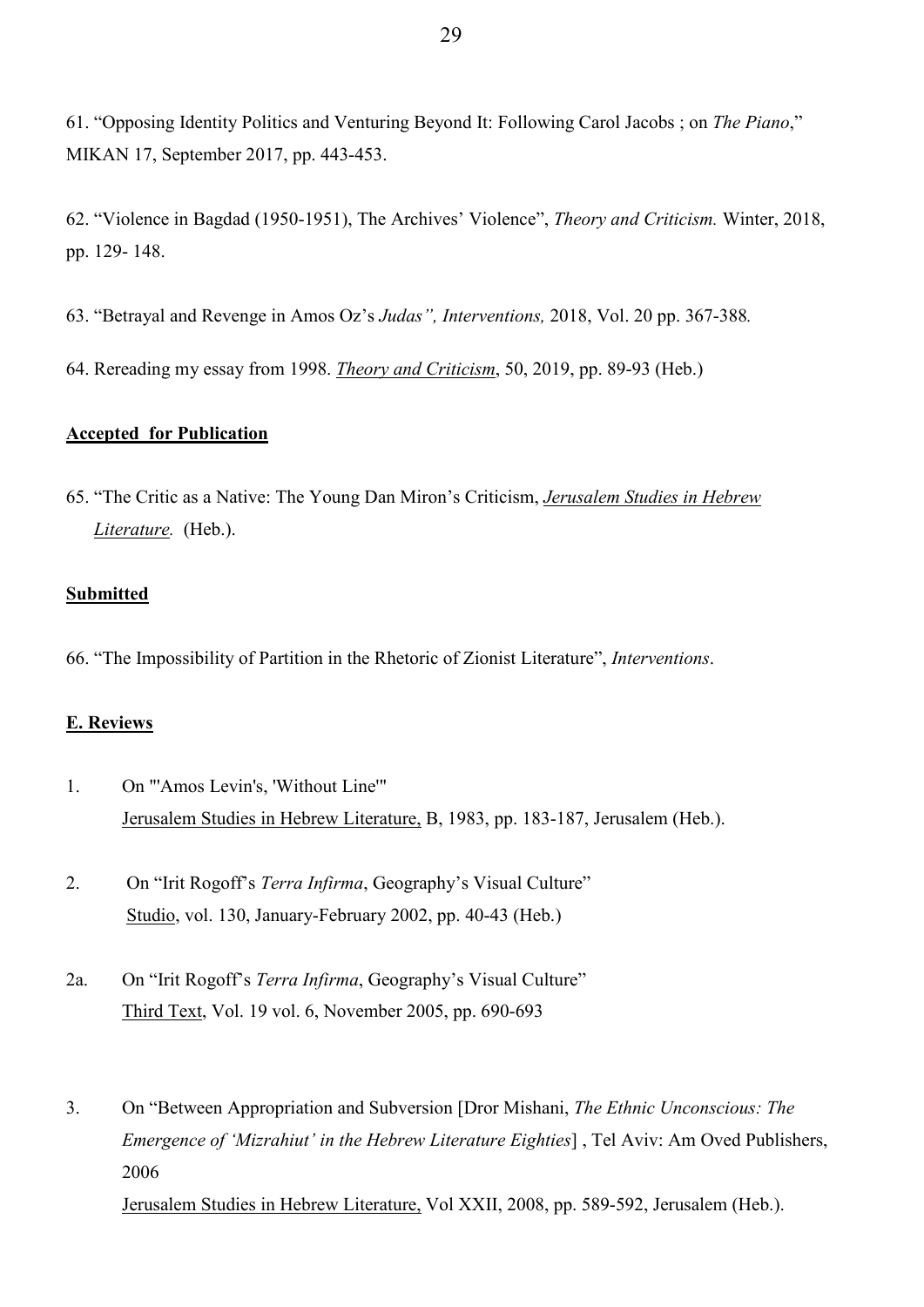61. “Opposing Identity Politics and Venturing Beyond It: Following Carol Jacobs ; on *The Piano*,” MIKAN 17, September 2017, pp. 443-453.

62. “Violence in Bagdad (1950-1951), The Archives’ Violence”, *Theory and Criticism.* Winter, 2018, pp. 129- 148.

63. “Betrayal and Revenge in Amos Oz’s *Judas”, Interventions,* 2018, Vol. 20 pp. 367-388*.*

64. Rereading my essay from 1998. *Theory and Criticism*, 50, 2019, pp. 89-93 (Heb.)

**Accepted for Publication**

65. “The Critic as a Native: The Young Dan Miron’s Criticism, *Jerusalem Studies in Hebrew Literature.* (Heb.).

**Submitted**

66. “The Impossibility of Partition in the Rhetoric of Zionist Literature”, *Interventions*.

**E. Reviews**

1. On "'Amos Levin's, 'Without Line'"
   Jerusalem Studies in Hebrew Literature, B, 1983, pp. 183-187, Jerusalem (Heb.).

2. On “Irit Rogoff’s *Terra Infirma*, Geography’s Visual Culture”
   Studio, vol. 130, January-February 2002, pp. 40-43 (Heb.)

2a. On “Irit Rogoff’s *Terra Infirma*, Geography’s Visual Culture”
   Third Text, Vol. 19 vol. 6, November 2005, pp. 690-693

3. On “Between Appropriation and Subversion [Dror Mishani, *The Ethnic Unconscious: The Emergence of ‘Mizrahiut’ in the Hebrew Literature Eighties*] , Tel Aviv: Am Oved Publishers, 2006
   Jerusalem Studies in Hebrew Literature, Vol XXII, 2008, pp. 589-592, Jerusalem (Heb.).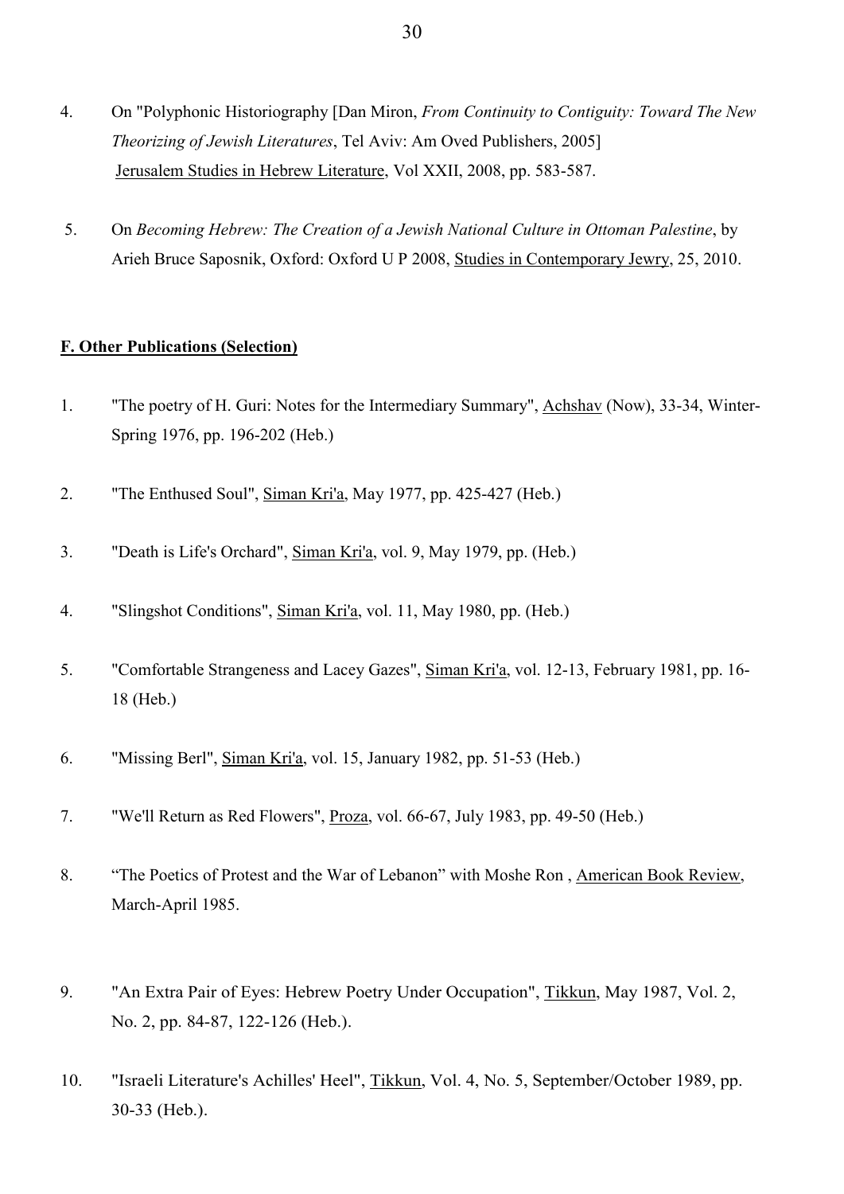4. On "Polyphonic Historiography [Dan Miron, *From Continuity to Contiguity: Toward The New Theorizing of Jewish Literatures*, Tel Aviv: Am Oved Publishers, 2005] Jerusalem Studies in Hebrew Literature, Vol XXII, 2008, pp. 583-587.

5. On *Becoming Hebrew: The Creation of a Jewish National Culture in Ottoman Palestine*, by Arieh Bruce Saposnik, Oxford: Oxford U P 2008, Studies in Contemporary Jewry, 25, 2010.

**F. Other Publications (Selection)**

1. "The poetry of H. Guri: Notes for the Intermediary Summary", Achshav (Now), 33-34, Winter-Spring 1976, pp. 196-202 (Heb.)

2. "The Enthused Soul", Siman Kri'a, May 1977, pp. 425-427 (Heb.)

3. "Death is Life's Orchard", Siman Kri'a, vol. 9, May 1979, pp. (Heb.)

4. "Slingshot Conditions", Siman Kri'a, vol. 11, May 1980, pp. (Heb.)

5. "Comfortable Strangeness and Lacey Gazes", Siman Kri'a, vol. 12-13, February 1981, pp. 16-18 (Heb.)

6. "Missing Berl", Siman Kri'a, vol. 15, January 1982, pp. 51-53 (Heb.)

7. "We'll Return as Red Flowers", Proza, vol. 66-67, July 1983, pp. 49-50 (Heb.)

8. "The Poetics of Protest and the War of Lebanon" with Moshe Ron , American Book Review, March-April 1985.

9. "An Extra Pair of Eyes: Hebrew Poetry Under Occupation", Tikkun, May 1987, Vol. 2, No. 2, pp. 84-87, 122-126 (Heb.).

10. "Israeli Literature's Achilles' Heel", Tikkun, Vol. 4, No. 5, September/October 1989, pp. 30-33 (Heb.).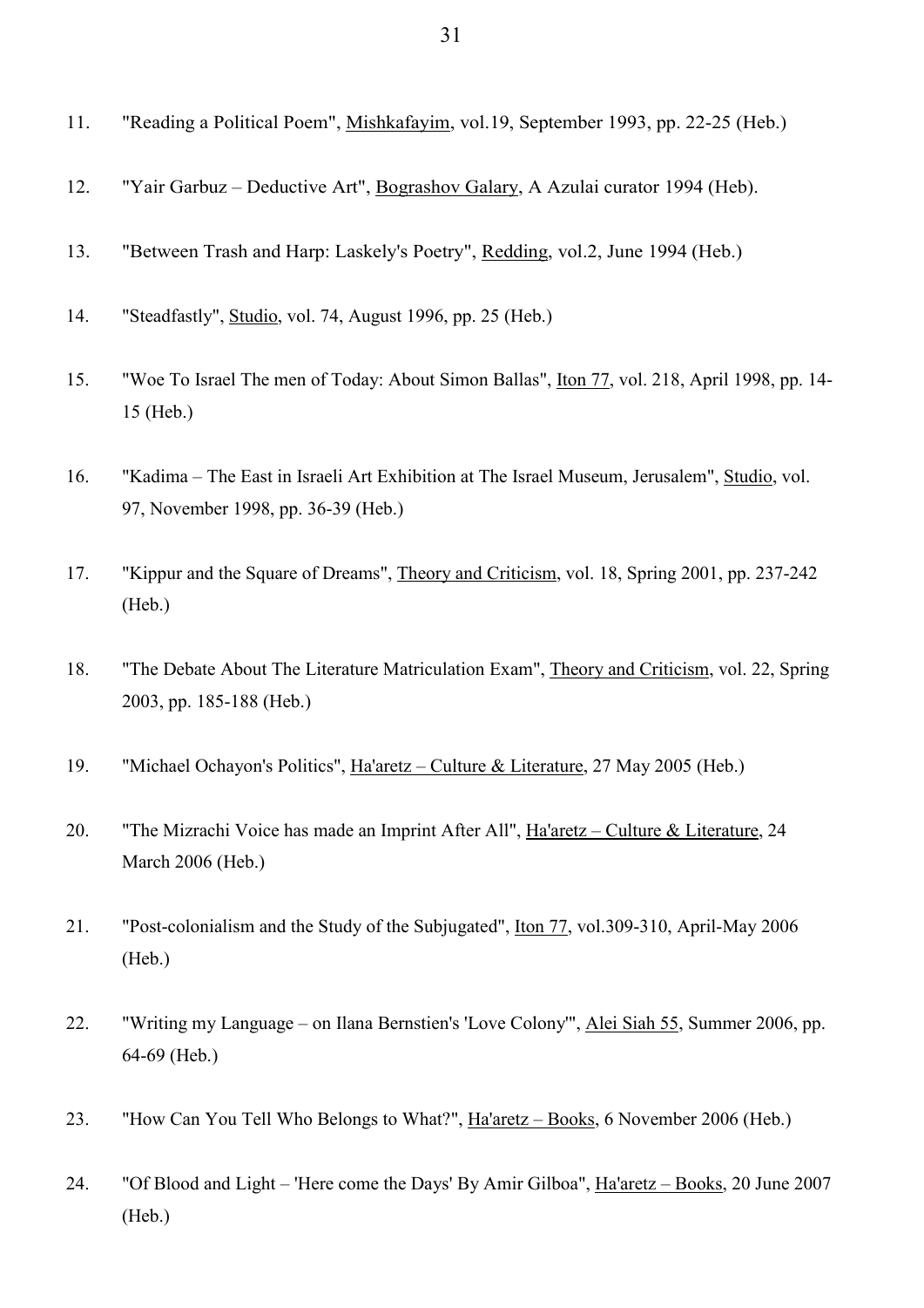11. "Reading a Political Poem", Mishkafayim, vol.19, September 1993, pp. 22-25 (Heb.)

12. "Yair Garbuz – Deductive Art", Bograshov Galary, A Azulai curator 1994 (Heb).

13. "Between Trash and Harp: Laskely's Poetry", Redding, vol.2, June 1994 (Heb.)

14. "Steadfastly", Studio, vol. 74, August 1996, pp. 25 (Heb.)

15. "Woe To Israel The men of Today: About Simon Ballas", Iton 77, vol. 218, April 1998, pp. 14-15 (Heb.)

16. "Kadima – The East in Israeli Art Exhibition at The Israel Museum, Jerusalem", Studio, vol. 97, November 1998, pp. 36-39 (Heb.)

17. "Kippur and the Square of Dreams", Theory and Criticism, vol. 18, Spring 2001, pp. 237-242 (Heb.)

18. "The Debate About The Literature Matriculation Exam", Theory and Criticism, vol. 22, Spring 2003, pp. 185-188 (Heb.)

19. "Michael Ochayon's Politics", Ha'aretz – Culture & Literature, 27 May 2005 (Heb.)

20. "The Mizrachi Voice has made an Imprint After All", Ha'aretz – Culture & Literature, 24 March 2006 (Heb.)

21. "Post-colonialism and the Study of the Subjugated", Iton 77, vol.309-310, April-May 2006 (Heb.)

22. "Writing my Language – on Ilana Bernstien's 'Love Colony'", Alei Siah 55, Summer 2006, pp. 64-69 (Heb.)

23. "How Can You Tell Who Belongs to What?", Ha'aretz – Books, 6 November 2006 (Heb.)

24. "Of Blood and Light – 'Here come the Days' By Amir Gilboa", Ha'aretz – Books, 20 June 2007 (Heb.)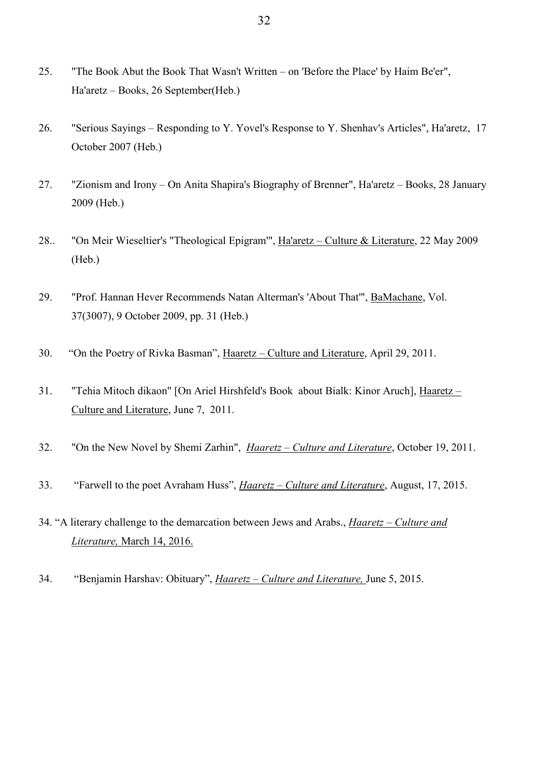25. "The Book Abut the Book That Wasn't Written – on 'Before the Place' by Haim Be'er", Ha'aretz – Books, 26 September(Heb.)

26. "Serious Sayings – Responding to Y. Yovel's Response to Y. Shenhav's Articles", Ha'aretz, 17 October 2007 (Heb.)

27. "Zionism and Irony – On Anita Shapira's Biography of Brenner", Ha'aretz – Books, 28 January 2009 (Heb.)

28.. "On Meir Wieseltier's "Theological Epigram'", Ha'aretz – Culture & Literature, 22 May 2009 (Heb.)

29. "Prof. Hannan Hever Recommends Natan Alterman's 'About That'", BaMachane, Vol. 37(3007), 9 October 2009, pp. 31 (Heb.)

30. "On the Poetry of Rivka Basman", Haaretz – Culture and Literature, April 29, 2011.

31. "Tehia Mitoch dikaon" [On Ariel Hirshfeld's Book about Bialk: Kinor Aruch], Haaretz – Culture and Literature, June 7, 2011.

32. "On the New Novel by Shemi Zarhin", *Haaretz – Culture and Literature*, October 19, 2011.

33. "Farwell to the poet Avraham Huss", *Haaretz – Culture and Literature*, August, 17, 2015.

34. "A literary challenge to the demarcation between Jews and Arabs., *Haaretz – Culture and Literature,* March 14, 2016.

34. "Benjamin Harshav: Obituary", *Haaretz – Culture and Literature,* June 5, 2015.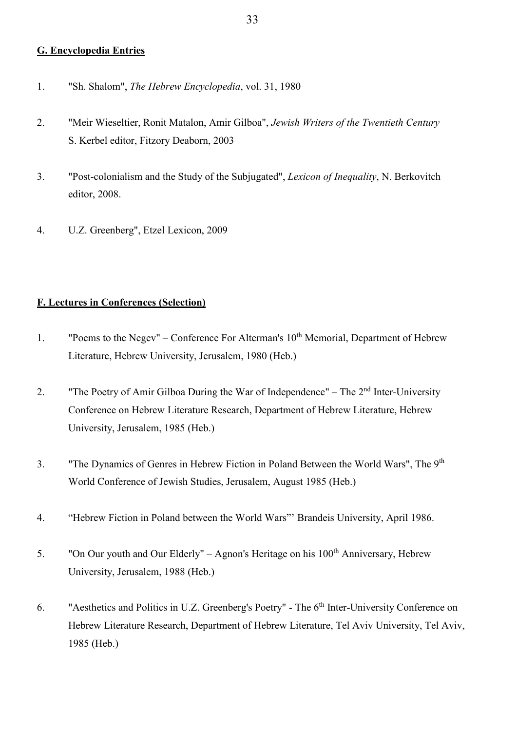## G. Encyclopedia Entries

1. "Sh. Shalom", *The Hebrew Encyclopedia*, vol. 31, 1980

2. "Meir Wieseltier, Ronit Matalon, Amir Gilboa", *Jewish Writers of the Twentieth Century* S. Kerbel editor, Fitzory Deaborn, 2003

3. "Post-colonialism and the Study of the Subjugated", *Lexicon of Inequality*, N. Berkovitch editor, 2008.

4. U.Z. Greenberg", Etzel Lexicon, 2009

## F. Lectures in Conferences (Selection)

1. "Poems to the Negev" – Conference For Alterman's 10th Memorial, Department of Hebrew Literature, Hebrew University, Jerusalem, 1980 (Heb.)

2. "The Poetry of Amir Gilboa During the War of Independence" – The 2nd Inter-University Conference on Hebrew Literature Research, Department of Hebrew Literature, Hebrew University, Jerusalem, 1985 (Heb.)

3. "The Dynamics of Genres in Hebrew Fiction in Poland Between the World Wars", The 9th World Conference of Jewish Studies, Jerusalem, August 1985 (Heb.)

4. "Hebrew Fiction in Poland between the World Wars"' Brandeis University, April 1986.

5. "On Our youth and Our Elderly" – Agnon's Heritage on his 100th Anniversary, Hebrew University, Jerusalem, 1988 (Heb.)

6. "Aesthetics and Politics in U.Z. Greenberg's Poetry" - The 6th Inter-University Conference on Hebrew Literature Research, Department of Hebrew Literature, Tel Aviv University, Tel Aviv, 1985 (Heb.)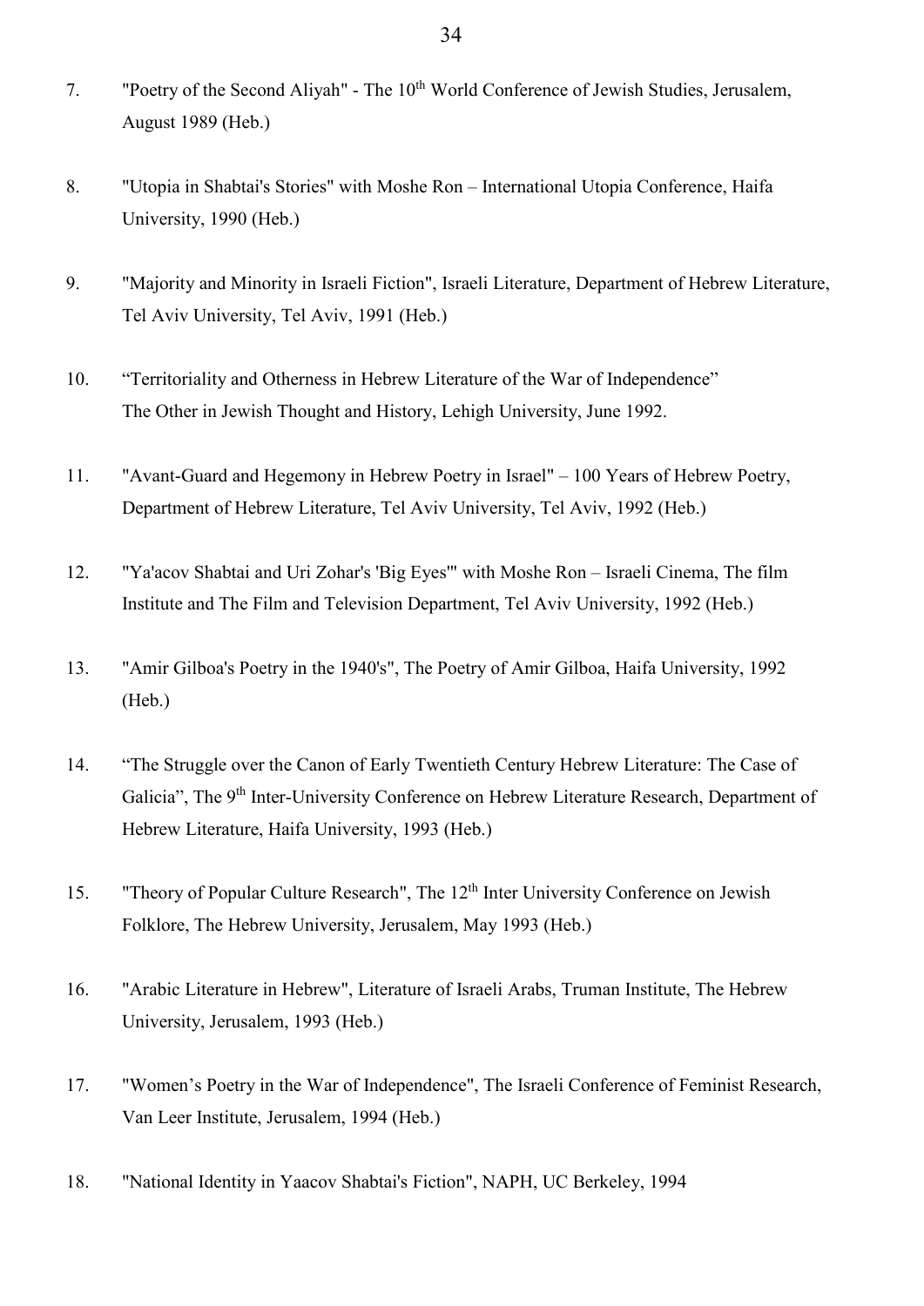7. "Poetry of the Second Aliyah" - The 10th World Conference of Jewish Studies, Jerusalem, August 1989 (Heb.)

8. "Utopia in Shabtai's Stories" with Moshe Ron – International Utopia Conference, Haifa University, 1990 (Heb.)

9. "Majority and Minority in Israeli Fiction", Israeli Literature, Department of Hebrew Literature, Tel Aviv University, Tel Aviv, 1991 (Heb.)

10. "Territoriality and Otherness in Hebrew Literature of the War of Independence" The Other in Jewish Thought and History, Lehigh University, June 1992.

11. "Avant-Guard and Hegemony in Hebrew Poetry in Israel" – 100 Years of Hebrew Poetry, Department of Hebrew Literature, Tel Aviv University, Tel Aviv, 1992 (Heb.)

12. "Ya'acov Shabtai and Uri Zohar's 'Big Eyes'" with Moshe Ron – Israeli Cinema, The film Institute and The Film and Television Department, Tel Aviv University, 1992 (Heb.)

13. "Amir Gilboa's Poetry in the 1940's", The Poetry of Amir Gilboa, Haifa University, 1992 (Heb.)

14. "The Struggle over the Canon of Early Twentieth Century Hebrew Literature: The Case of Galicia", The 9th Inter-University Conference on Hebrew Literature Research, Department of Hebrew Literature, Haifa University, 1993 (Heb.)

15. "Theory of Popular Culture Research", The 12th Inter University Conference on Jewish Folklore, The Hebrew University, Jerusalem, May 1993 (Heb.)

16. "Arabic Literature in Hebrew", Literature of Israeli Arabs, Truman Institute, The Hebrew University, Jerusalem, 1993 (Heb.)

17. "Women's Poetry in the War of Independence", The Israeli Conference of Feminist Research, Van Leer Institute, Jerusalem, 1994 (Heb.)

18. "National Identity in Yaacov Shabtai's Fiction", NAPH, UC Berkeley, 1994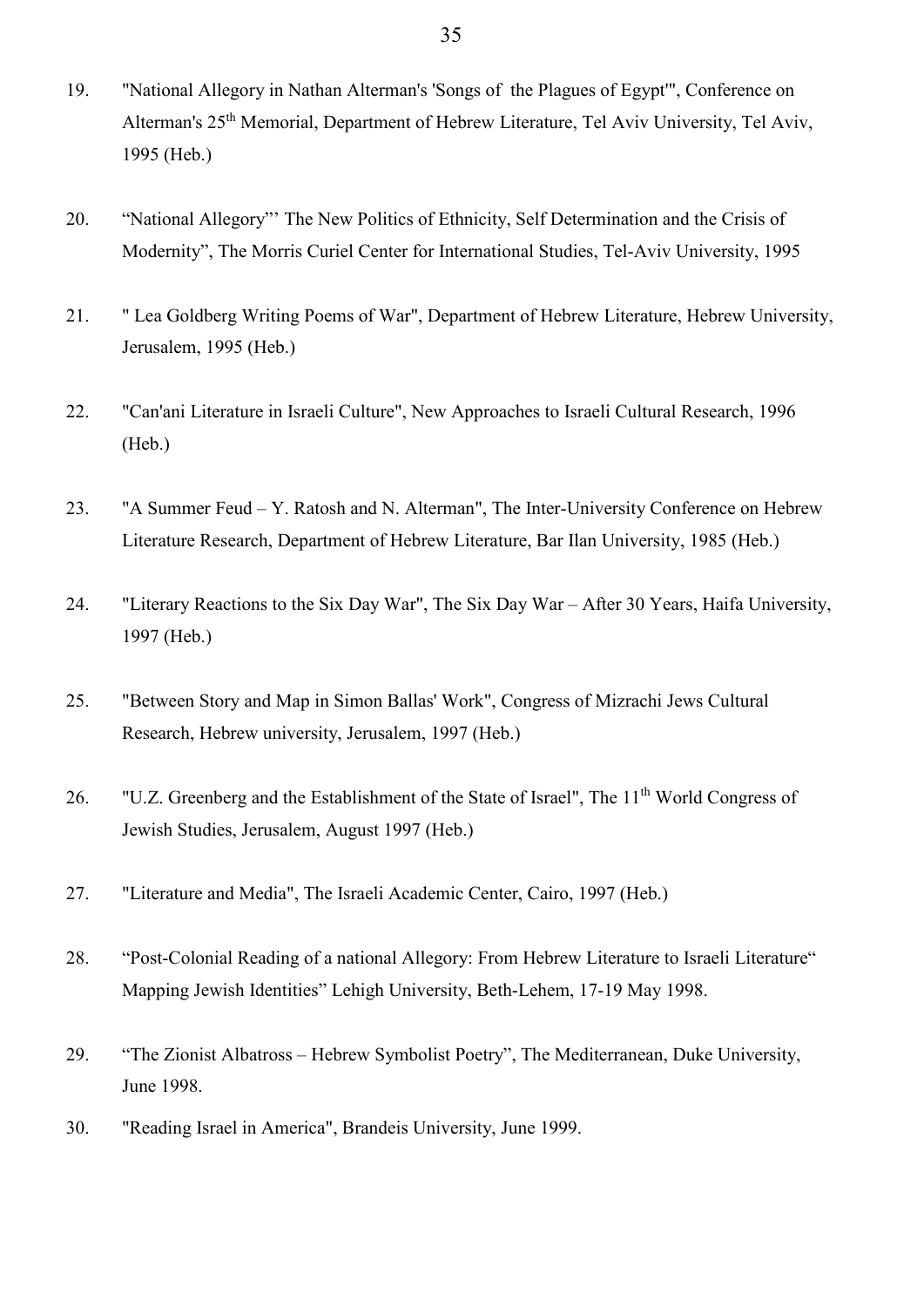19. "National Allegory in Nathan Alterman's 'Songs of the Plagues of Egypt'", Conference on Alterman's 25th Memorial, Department of Hebrew Literature, Tel Aviv University, Tel Aviv, 1995 (Heb.)

20. “National Allegory”’ The New Politics of Ethnicity, Self Determination and the Crisis of Modernity”, The Morris Curiel Center for International Studies, Tel-Aviv University, 1995

21. " Lea Goldberg Writing Poems of War", Department of Hebrew Literature, Hebrew University, Jerusalem, 1995 (Heb.)

22. "Can'ani Literature in Israeli Culture", New Approaches to Israeli Cultural Research, 1996 (Heb.)

23. "A Summer Feud – Y. Ratosh and N. Alterman", The Inter-University Conference on Hebrew Literature Research, Department of Hebrew Literature, Bar Ilan University, 1985 (Heb.)

24. "Literary Reactions to the Six Day War", The Six Day War – After 30 Years, Haifa University, 1997 (Heb.)

25. "Between Story and Map in Simon Ballas' Work", Congress of Mizrachi Jews Cultural Research, Hebrew university, Jerusalem, 1997 (Heb.)

26. "U.Z. Greenberg and the Establishment of the State of Israel", The 11th World Congress of Jewish Studies, Jerusalem, August 1997 (Heb.)

27. "Literature and Media", The Israeli Academic Center, Cairo, 1997 (Heb.)

28. “Post-Colonial Reading of a national Allegory: From Hebrew Literature to Israeli Literature“ Mapping Jewish Identities” Lehigh University, Beth-Lehem, 17-19 May 1998.

29. “The Zionist Albatross – Hebrew Symbolist Poetry”, The Mediterranean, Duke University, June 1998.

30. "Reading Israel in America", Brandeis University, June 1999.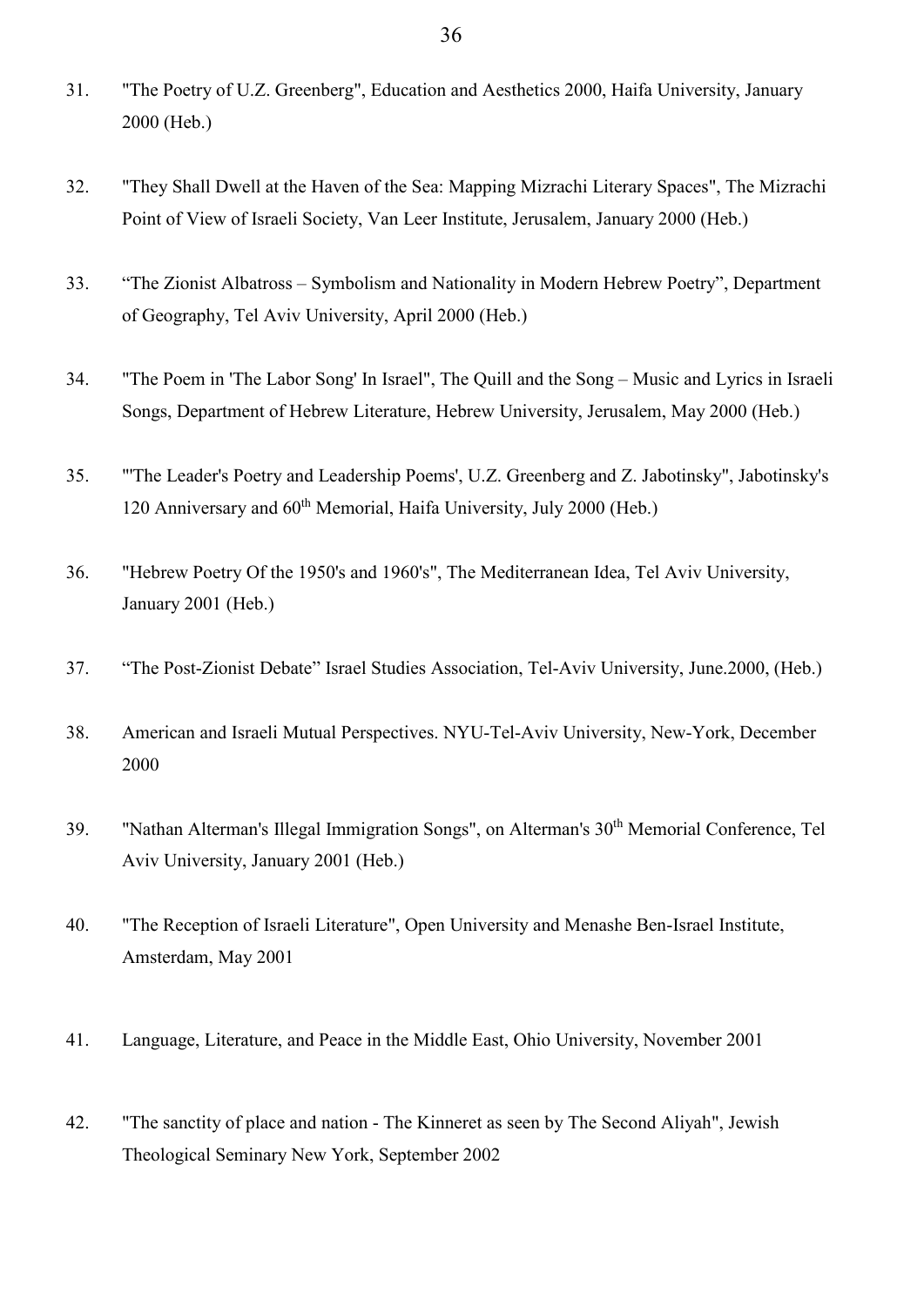31. "The Poetry of U.Z. Greenberg", Education and Aesthetics 2000, Haifa University, January 2000 (Heb.)

32. "They Shall Dwell at the Haven of the Sea: Mapping Mizrachi Literary Spaces", The Mizrachi Point of View of Israeli Society, Van Leer Institute, Jerusalem, January 2000 (Heb.)

33. “The Zionist Albatross – Symbolism and Nationality in Modern Hebrew Poetry”, Department of Geography, Tel Aviv University, April 2000 (Heb.)

34. "The Poem in 'The Labor Song' In Israel", The Quill and the Song – Music and Lyrics in Israeli Songs, Department of Hebrew Literature, Hebrew University, Jerusalem, May 2000 (Heb.)

35. "'The Leader's Poetry and Leadership Poems', U.Z. Greenberg and Z. Jabotinsky", Jabotinsky's 120 Anniversary and 60th Memorial, Haifa University, July 2000 (Heb.)

36. "Hebrew Poetry Of the 1950's and 1960's", The Mediterranean Idea, Tel Aviv University, January 2001 (Heb.)

37. “The Post-Zionist Debate” Israel Studies Association, Tel-Aviv University, June.2000, (Heb.)

38. American and Israeli Mutual Perspectives. NYU-Tel-Aviv University, New-York, December 2000

39. "Nathan Alterman's Illegal Immigration Songs", on Alterman's 30th Memorial Conference, Tel Aviv University, January 2001 (Heb.)

40. "The Reception of Israeli Literature", Open University and Menashe Ben-Israel Institute, Amsterdam, May 2001

41. Language, Literature, and Peace in the Middle East, Ohio University, November 2001

42. "The sanctity of place and nation - The Kinneret as seen by The Second Aliyah", Jewish Theological Seminary New York, September 2002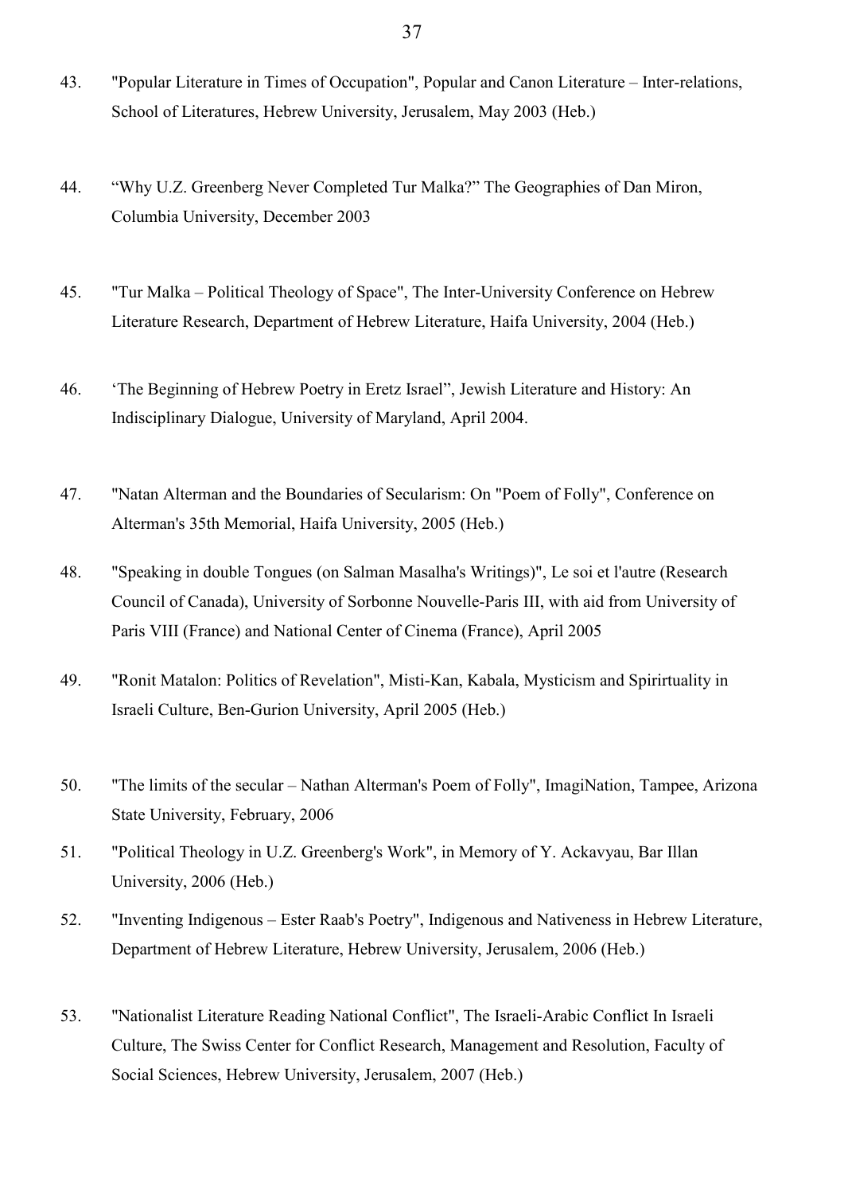43. "Popular Literature in Times of Occupation", Popular and Canon Literature – Inter-relations, School of Literatures, Hebrew University, Jerusalem, May 2003 (Heb.)

44. "Why U.Z. Greenberg Never Completed Tur Malka?" The Geographies of Dan Miron, Columbia University, December 2003

45. "Tur Malka – Political Theology of Space", The Inter-University Conference on Hebrew Literature Research, Department of Hebrew Literature, Haifa University, 2004 (Heb.)

46. 'The Beginning of Hebrew Poetry in Eretz Israel", Jewish Literature and History: An Indisciplinary Dialogue, University of Maryland, April 2004.

47. "Natan Alterman and the Boundaries of Secularism: On "Poem of Folly", Conference on Alterman's 35th Memorial, Haifa University, 2005 (Heb.)

48. "Speaking in double Tongues (on Salman Masalha's Writings)", Le soi et l'autre (Research Council of Canada), University of Sorbonne Nouvelle-Paris III, with aid from University of Paris VIII (France) and National Center of Cinema (France), April 2005

49. "Ronit Matalon: Politics of Revelation", Misti-Kan, Kabala, Mysticism and Spirirtuality in Israeli Culture, Ben-Gurion University, April 2005 (Heb.)

50. "The limits of the secular – Nathan Alterman's Poem of Folly", ImagiNation, Tampee, Arizona State University, February, 2006

51. "Political Theology in U.Z. Greenberg's Work", in Memory of Y. Ackavyau, Bar Illan University, 2006 (Heb.)

52. "Inventing Indigenous – Ester Raab's Poetry", Indigenous and Nativeness in Hebrew Literature, Department of Hebrew Literature, Hebrew University, Jerusalem, 2006 (Heb.)

53. "Nationalist Literature Reading National Conflict", The Israeli-Arabic Conflict In Israeli Culture, The Swiss Center for Conflict Research, Management and Resolution, Faculty of Social Sciences, Hebrew University, Jerusalem, 2007 (Heb.)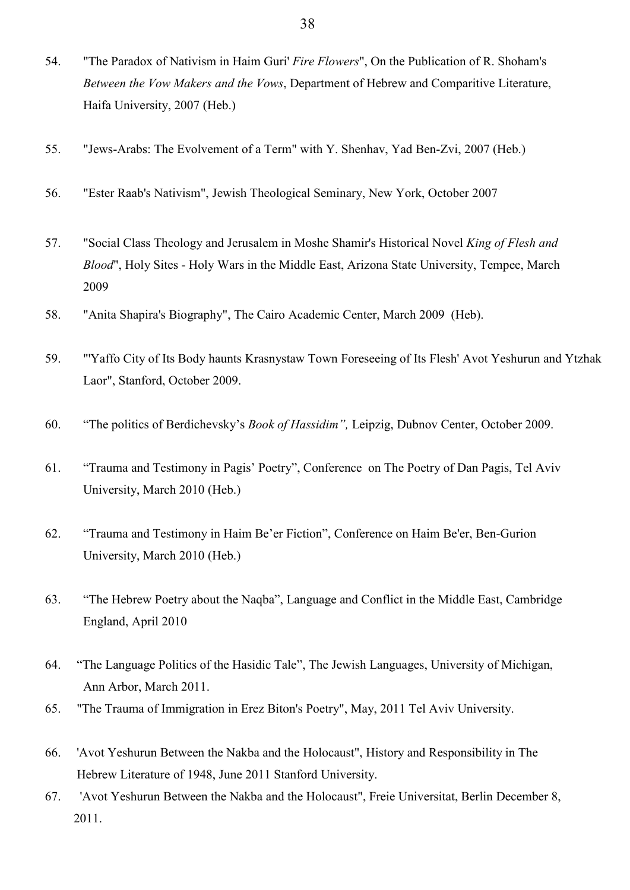54. "The Paradox of Nativism in Haim Guri' *Fire Flowers*", On the Publication of R. Shoham's *Between the Vow Makers and the Vows*, Department of Hebrew and Comparitive Literature, Haifa University, 2007 (Heb.)

55. "Jews-Arabs: The Evolvement of a Term" with Y. Shenhav, Yad Ben-Zvi, 2007 (Heb.)

56. "Ester Raab's Nativism", Jewish Theological Seminary, New York, October 2007

57. "Social Class Theology and Jerusalem in Moshe Shamir's Historical Novel *King of Flesh and Blood*", Holy Sites - Holy Wars in the Middle East, Arizona State University, Tempee, March 2009

58. "Anita Shapira's Biography", The Cairo Academic Center, March 2009 (Heb).

59. "'Yaffo City of Its Body haunts Krasnystaw Town Foreseeing of Its Flesh' Avot Yeshurun and Ytzhak Laor", Stanford, October 2009.

60. "The politics of Berdichevsky's *Book of Hassidim",* Leipzig, Dubnov Center, October 2009.

61. "Trauma and Testimony in Pagis' Poetry", Conference on The Poetry of Dan Pagis, Tel Aviv University, March 2010 (Heb.)

62. "Trauma and Testimony in Haim Be'er Fiction", Conference on Haim Be'er, Ben-Gurion University, March 2010 (Heb.)

63. "The Hebrew Poetry about the Naqba", Language and Conflict in the Middle East, Cambridge England, April 2010

64. "The Language Politics of the Hasidic Tale", The Jewish Languages, University of Michigan, Ann Arbor, March 2011.

65. "The Trauma of Immigration in Erez Biton's Poetry", May, 2011 Tel Aviv University.

66. 'Avot Yeshurun Between the Nakba and the Holocaust", History and Responsibility in The Hebrew Literature of 1948, June 2011 Stanford University.

67. 'Avot Yeshurun Between the Nakba and the Holocaust", Freie Universitat, Berlin December 8, 2011.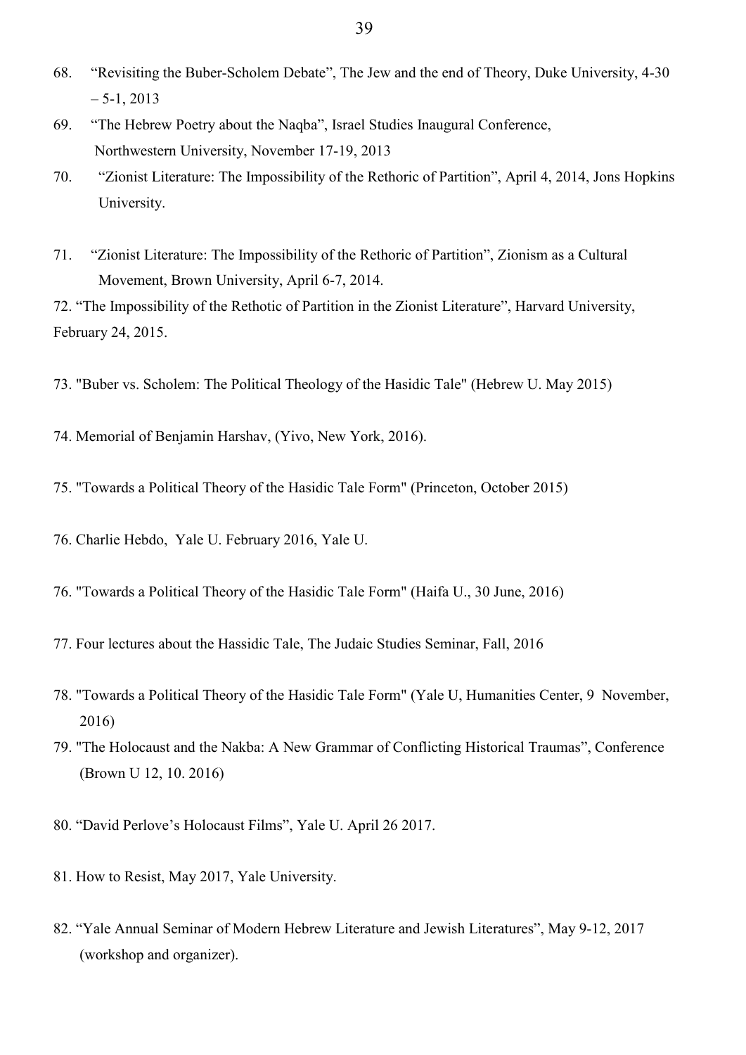68. "Revisiting the Buber-Scholem Debate", The Jew and the end of Theory, Duke University, 4-30 – 5-1, 2013
69. "The Hebrew Poetry about the Naqba", Israel Studies Inaugural Conference, Northwestern University, November 17-19, 2013
70. "Zionist Literature: The Impossibility of the Rethoric of Partition", April 4, 2014, Jons Hopkins University.
71. "Zionist Literature: The Impossibility of the Rethoric of Partition", Zionism as a Cultural Movement, Brown University, April 6-7, 2014.

72. "The Impossibility of the Rethotic of Partition in the Zionist Literature", Harvard University, February 24, 2015.

73. "Buber vs. Scholem: The Political Theology of the Hasidic Tale" (Hebrew U. May 2015)

74. Memorial of Benjamin Harshav, (Yivo, New York, 2016).

75. "Towards a Political Theory of the Hasidic Tale Form" (Princeton, October 2015)

76. Charlie Hebdo, Yale U. February 2016, Yale U.

76. "Towards a Political Theory of the Hasidic Tale Form" (Haifa U., 30 June, 2016)

77. Four lectures about the Hassidic Tale, The Judaic Studies Seminar, Fall, 2016

78. "Towards a Political Theory of the Hasidic Tale Form" (Yale U, Humanities Center, 9 November, 2016)

79. "The Holocaust and the Nakba: A New Grammar of Conflicting Historical Traumas", Conference (Brown U 12, 10. 2016)

80. "David Perlove's Holocaust Films", Yale U. April 26 2017.

81. How to Resist, May 2017, Yale University.

82. "Yale Annual Seminar of Modern Hebrew Literature and Jewish Literatures", May 9-12, 2017 (workshop and organizer).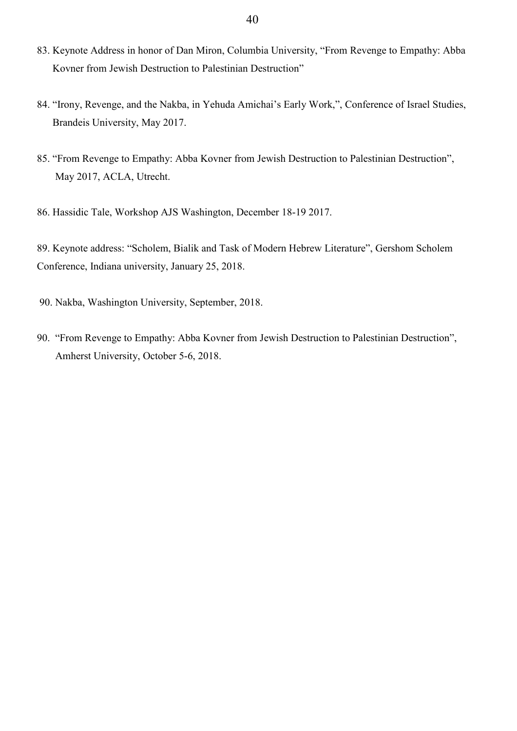83. Keynote Address in honor of Dan Miron, Columbia University, “From Revenge to Empathy: Abba Kovner from Jewish Destruction to Palestinian Destruction”

84. “Irony, Revenge, and the Nakba, in Yehuda Amichai’s Early Work,”, Conference of Israel Studies, Brandeis University, May 2017.

85. “From Revenge to Empathy: Abba Kovner from Jewish Destruction to Palestinian Destruction”, May 2017, ACLA, Utrecht.

86. Hassidic Tale, Workshop AJS Washington, December 18-19 2017.

89. Keynote address: “Scholem, Bialik and Task of Modern Hebrew Literature”, Gershom Scholem Conference, Indiana university, January 25, 2018.

90. Nakba, Washington University, September, 2018.

90. “From Revenge to Empathy: Abba Kovner from Jewish Destruction to Palestinian Destruction”, Amherst University, October 5-6, 2018.